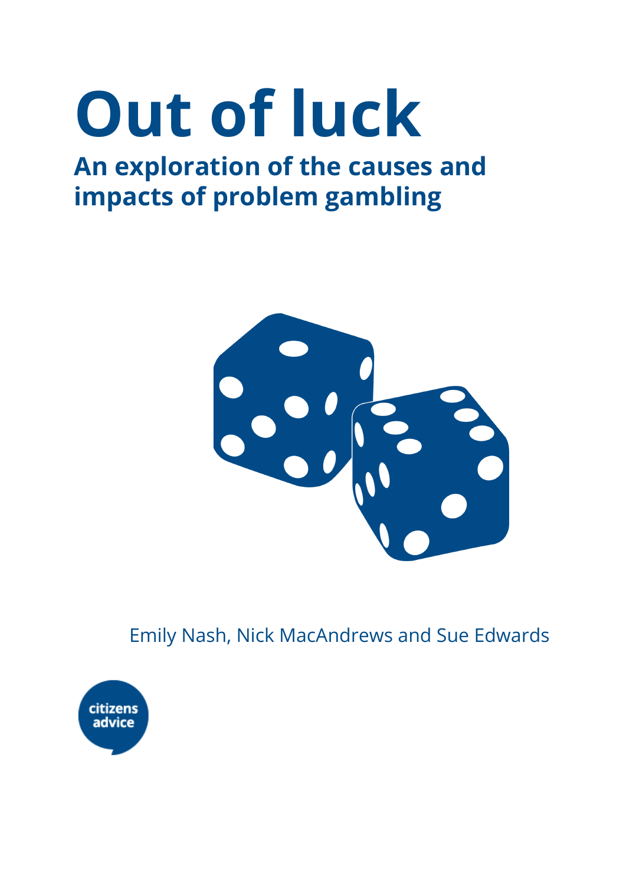# Out of luck

## An exploration of the causes and impacts of problem gambling

Emily Nash, Nick MacAndrews and Sue Edwards

citizens advice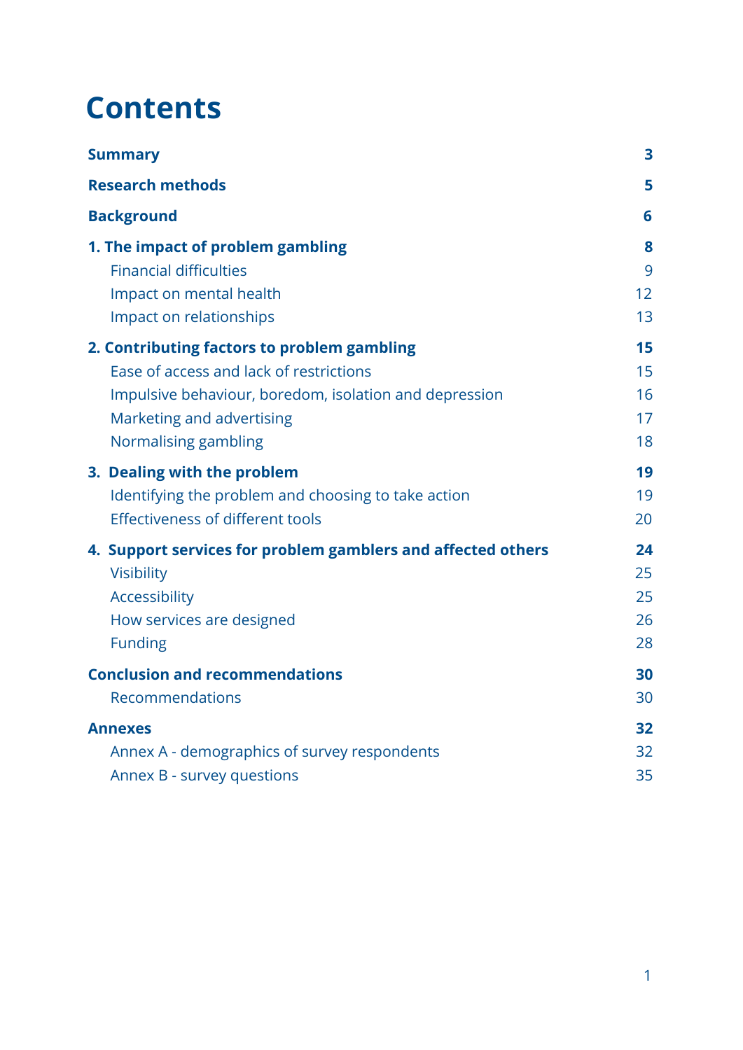# Contents

| | |
|---|---|
| **Summary** | **3** |
| **Research methods** | **5** |
| **Background** | **6** |
| **1. The impact of problem gambling** | **8** |
| Financial difficulties | 9 |
| Impact on mental health | 12 |
| Impact on relationships | 13 |
| **2. Contributing factors to problem gambling** | **15** |
| Ease of access and lack of restrictions | 15 |
| Impulsive behaviour, boredom, isolation and depression | 16 |
| Marketing and advertising | 17 |
| Normalising gambling | 18 |
| **3. Dealing with the problem** | **19** |
| Identifying the problem and choosing to take action | 19 |
| Effectiveness of different tools | 20 |
| **4. Support services for problem gamblers and affected others** | **24** |
| Visibility | 25 |
| Accessibility | 25 |
| How services are designed | 26 |
| Funding | 28 |
| **Conclusion and recommendations** | **30** |
| Recommendations | 30 |
| **Annexes** | **32** |
| Annex A - demographics of survey respondents | 32 |
| Annex B - survey questions | 35 |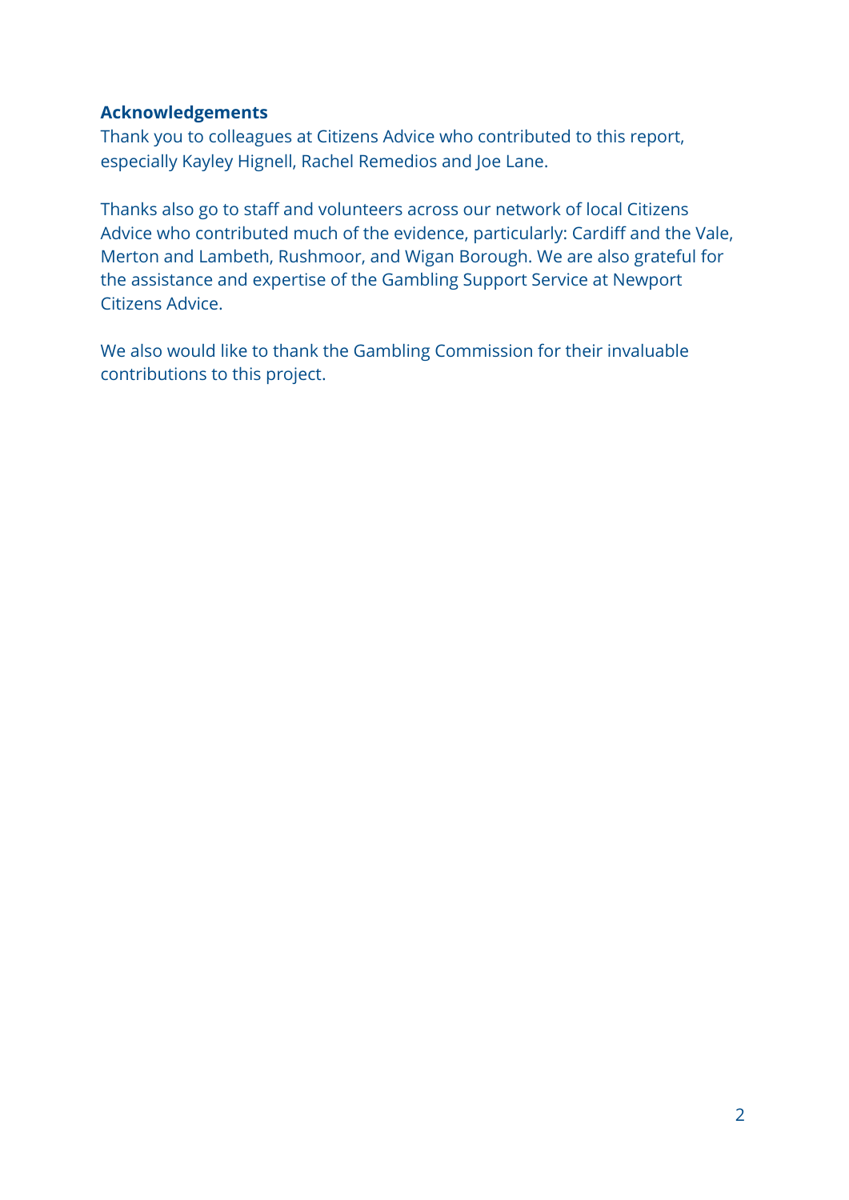**Acknowledgements**

Thank you to colleagues at Citizens Advice who contributed to this report, especially Kayley Hignell, Rachel Remedios and Joe Lane.

Thanks also go to staff and volunteers across our network of local Citizens Advice who contributed much of the evidence, particularly: Cardiff and the Vale, Merton and Lambeth, Rushmoor, and Wigan Borough. We are also grateful for the assistance and expertise of the Gambling Support Service at Newport Citizens Advice.

We also would like to thank the Gambling Commission for their invaluable contributions to this project.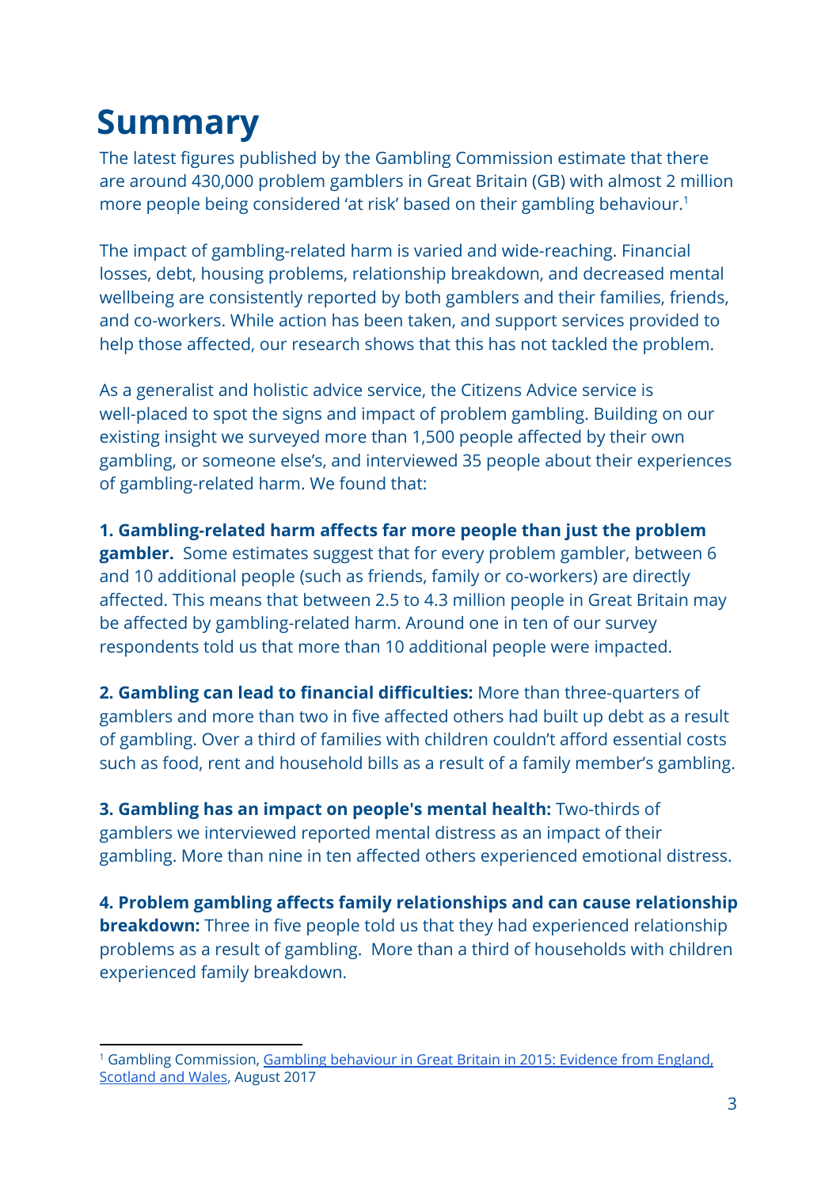# Summary

The latest figures published by the Gambling Commission estimate that there are around 430,000 problem gamblers in Great Britain (GB) with almost 2 million more people being considered 'at risk' based on their gambling behaviour.[1]

The impact of gambling-related harm is varied and wide-reaching. Financial losses, debt, housing problems, relationship breakdown, and decreased mental wellbeing are consistently reported by both gamblers and their families, friends, and co-workers. While action has been taken, and support services provided to help those affected, our research shows that this has not tackled the problem.

As a generalist and holistic advice service, the Citizens Advice service is well-placed to spot the signs and impact of problem gambling. Building on our existing insight we surveyed more than 1,500 people affected by their own gambling, or someone else's, and interviewed 35 people about their experiences of gambling-related harm. We found that:

**1. Gambling-related harm affects far more people than just the problem gambler.** Some estimates suggest that for every problem gambler, between 6 and 10 additional people (such as friends, family or co-workers) are directly affected. This means that between 2.5 to 4.3 million people in Great Britain may be affected by gambling-related harm. Around one in ten of our survey respondents told us that more than 10 additional people were impacted.

**2. Gambling can lead to financial difficulties:** More than three-quarters of gamblers and more than two in five affected others had built up debt as a result of gambling. Over a third of families with children couldn't afford essential costs such as food, rent and household bills as a result of a family member's gambling.

**3. Gambling has an impact on people's mental health:** Two-thirds of gamblers we interviewed reported mental distress as an impact of their gambling. More than nine in ten affected others experienced emotional distress.

**4. Problem gambling affects family relationships and can cause relationship breakdown:** Three in five people told us that they had experienced relationship problems as a result of gambling. More than a third of households with children experienced family breakdown.

---

[1] Gambling Commission, Gambling behaviour in Great Britain in 2015: Evidence from England, Scotland and Wales, August 2017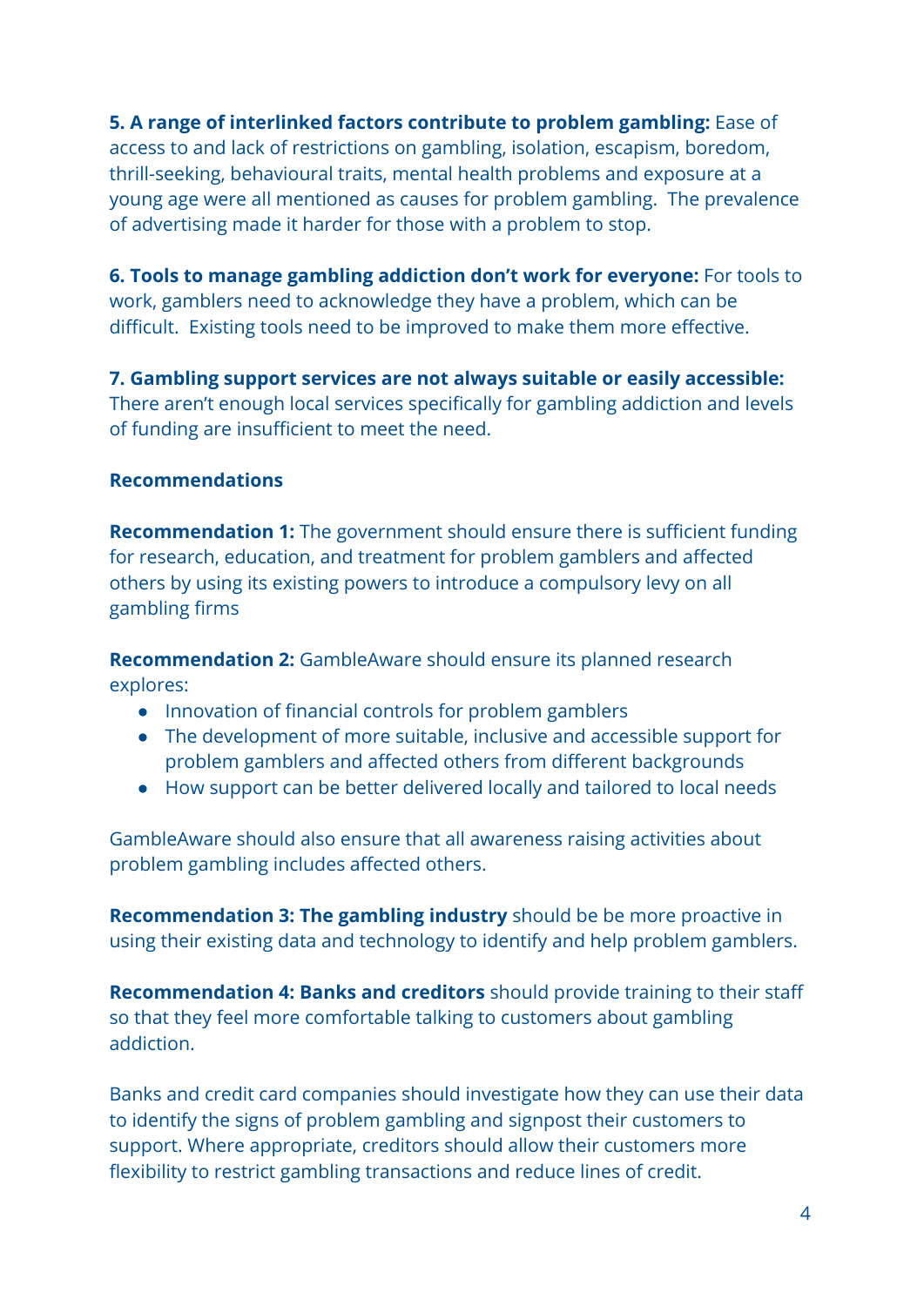**5. A range of interlinked factors contribute to problem gambling:** Ease of access to and lack of restrictions on gambling, isolation, escapism, boredom, thrill-seeking, behavioural traits, mental health problems and exposure at a young age were all mentioned as causes for problem gambling. The prevalence of advertising made it harder for those with a problem to stop.

**6. Tools to manage gambling addiction don't work for everyone:** For tools to work, gamblers need to acknowledge they have a problem, which can be difficult. Existing tools need to be improved to make them more effective.

**7. Gambling support services are not always suitable or easily accessible:** There aren't enough local services specifically for gambling addiction and levels of funding are insufficient to meet the need.

**Recommendations**

**Recommendation 1:** The government should ensure there is sufficient funding for research, education, and treatment for problem gamblers and affected others by using its existing powers to introduce a compulsory levy on all gambling firms

**Recommendation 2:** GambleAware should ensure its planned research explores:

- Innovation of financial controls for problem gamblers
- The development of more suitable, inclusive and accessible support for problem gamblers and affected others from different backgrounds
- How support can be better delivered locally and tailored to local needs

GambleAware should also ensure that all awareness raising activities about problem gambling includes affected others.

**Recommendation 3: The gambling industry** should be be more proactive in using their existing data and technology to identify and help problem gamblers.

**Recommendation 4: Banks and creditors** should provide training to their staff so that they feel more comfortable talking to customers about gambling addiction.

Banks and credit card companies should investigate how they can use their data to identify the signs of problem gambling and signpost their customers to support. Where appropriate, creditors should allow their customers more flexibility to restrict gambling transactions and reduce lines of credit.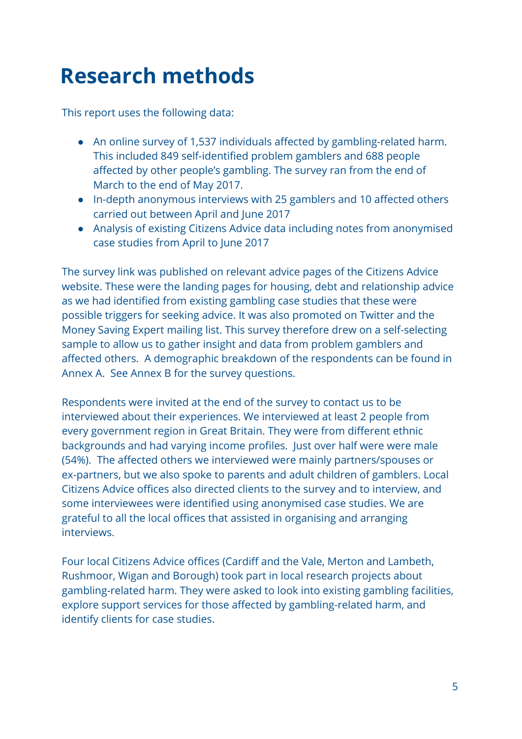# Research methods

This report uses the following data:

- An online survey of 1,537 individuals affected by gambling-related harm. This included 849 self-identified problem gamblers and 688 people affected by other people's gambling. The survey ran from the end of March to the end of May 2017.
- In-depth anonymous interviews with 25 gamblers and 10 affected others carried out between April and June 2017
- Analysis of existing Citizens Advice data including notes from anonymised case studies from April to June 2017

The survey link was published on relevant advice pages of the Citizens Advice website. These were the landing pages for housing, debt and relationship advice as we had identified from existing gambling case studies that these were possible triggers for seeking advice. It was also promoted on Twitter and the Money Saving Expert mailing list. This survey therefore drew on a self-selecting sample to allow us to gather insight and data from problem gamblers and affected others. A demographic breakdown of the respondents can be found in Annex A. See Annex B for the survey questions.

Respondents were invited at the end of the survey to contact us to be interviewed about their experiences. We interviewed at least 2 people from every government region in Great Britain. They were from different ethnic backgrounds and had varying income profiles. Just over half were were male (54%). The affected others we interviewed were mainly partners/spouses or ex-partners, but we also spoke to parents and adult children of gamblers. Local Citizens Advice offices also directed clients to the survey and to interview, and some interviewees were identified using anonymised case studies. We are grateful to all the local offices that assisted in organising and arranging interviews.

Four local Citizens Advice offices (Cardiff and the Vale, Merton and Lambeth, Rushmoor, Wigan and Borough) took part in local research projects about gambling-related harm. They were asked to look into existing gambling facilities, explore support services for those affected by gambling-related harm, and identify clients for case studies.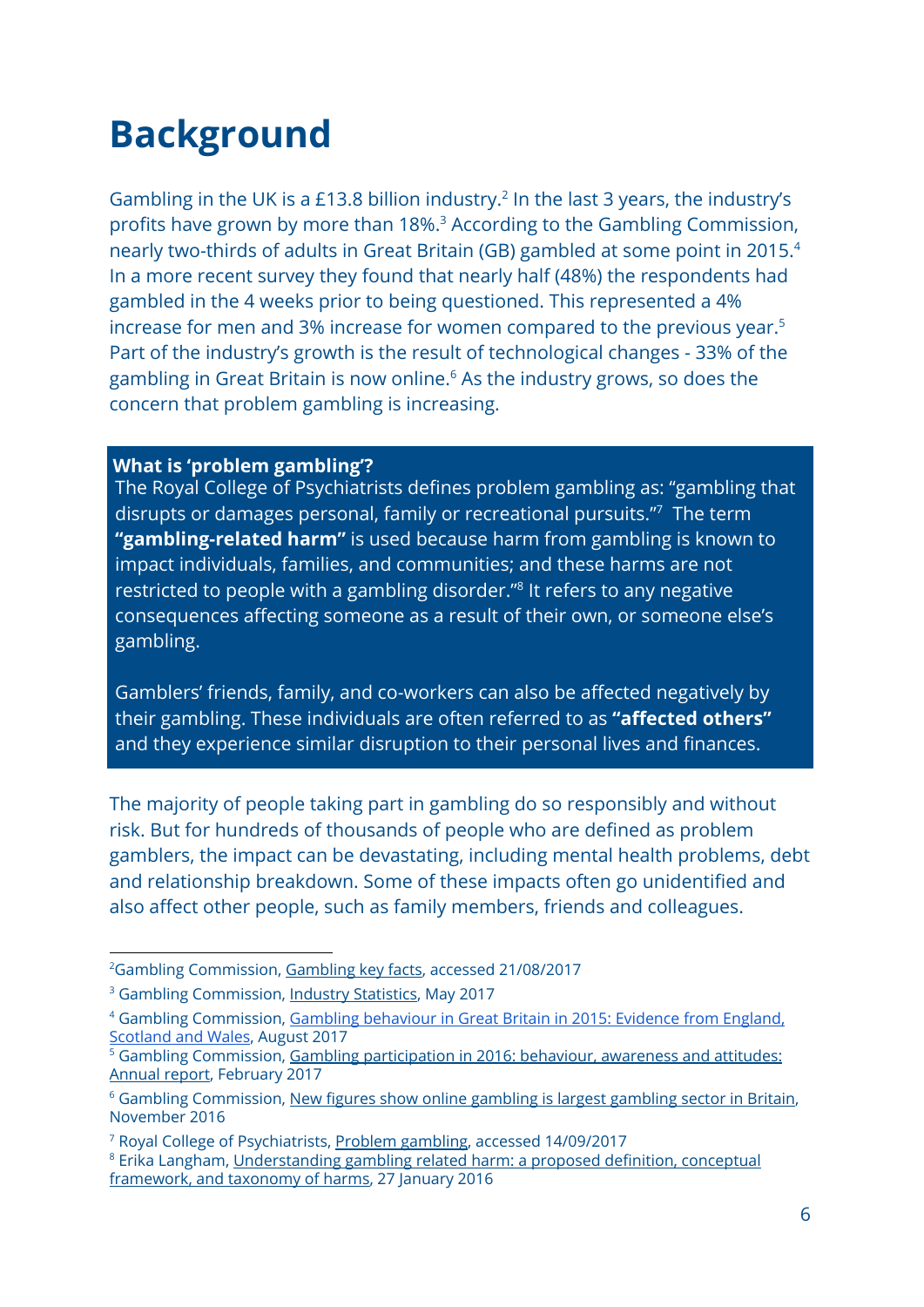# Background

Gambling in the UK is a £13.8 billion industry.[2] In the last 3 years, the industry's profits have grown by more than 18%.[3] According to the Gambling Commission, nearly two-thirds of adults in Great Britain (GB) gambled at some point in 2015.[4] In a more recent survey they found that nearly half (48%) the respondents had gambled in the 4 weeks prior to being questioned. This represented a 4% increase for men and 3% increase for women compared to the previous year.[5] Part of the industry's growth is the result of technological changes - 33% of the gambling in Great Britain is now online.[6] As the industry grows, so does the concern that problem gambling is increasing.

**What is 'problem gambling'?**

The Royal College of Psychiatrists defines problem gambling as: "gambling that disrupts or damages personal, family or recreational pursuits."[7] The term **"gambling-related harm"** is used because harm from gambling is known to impact individuals, families, and communities; and these harms are not restricted to people with a gambling disorder."[8] It refers to any negative consequences affecting someone as a result of their own, or someone else's gambling.

Gamblers' friends, family, and co-workers can also be affected negatively by their gambling. These individuals are often referred to as **"affected others"** and they experience similar disruption to their personal lives and finances.

The majority of people taking part in gambling do so responsibly and without risk. But for hundreds of thousands of people who are defined as problem gamblers, the impact can be devastating, including mental health problems, debt and relationship breakdown. Some of these impacts often go unidentified and also affect other people, such as family members, friends and colleagues.

---

[2] Gambling Commission, Gambling key facts, accessed 21/08/2017

[3] Gambling Commission, Industry Statistics, May 2017

[4] Gambling Commission, Gambling behaviour in Great Britain in 2015: Evidence from England, Scotland and Wales, August 2017

[5] Gambling Commission, Gambling participation in 2016: behaviour, awareness and attitudes: Annual report, February 2017

[6] Gambling Commission, New figures show online gambling is largest gambling sector in Britain, November 2016

[7] Royal College of Psychiatrists, Problem gambling, accessed 14/09/2017

[8] Erika Langham, Understanding gambling related harm: a proposed definition, conceptual framework, and taxonomy of harms, 27 January 2016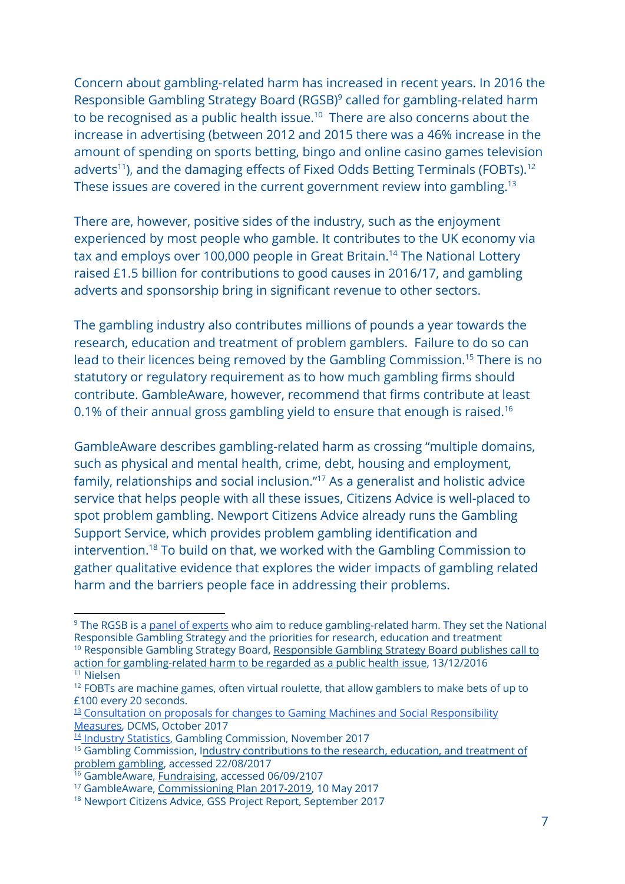Concern about gambling-related harm has increased in recent years. In 2016 the Responsible Gambling Strategy Board (RGSB)[9] called for gambling-related harm to be recognised as a public health issue.[10] There are also concerns about the increase in advertising (between 2012 and 2015 there was a 46% increase in the amount of spending on sports betting, bingo and online casino games television adverts[11]), and the damaging effects of Fixed Odds Betting Terminals (FOBTs).[12] These issues are covered in the current government review into gambling.[13]

There are, however, positive sides of the industry, such as the enjoyment experienced by most people who gamble. It contributes to the UK economy via tax and employs over 100,000 people in Great Britain.[14] The National Lottery raised £1.5 billion for contributions to good causes in 2016/17, and gambling adverts and sponsorship bring in significant revenue to other sectors.

The gambling industry also contributes millions of pounds a year towards the research, education and treatment of problem gamblers. Failure to do so can lead to their licences being removed by the Gambling Commission.[15] There is no statutory or regulatory requirement as to how much gambling firms should contribute. GambleAware, however, recommend that firms contribute at least 0.1% of their annual gross gambling yield to ensure that enough is raised.[16]

GambleAware describes gambling-related harm as crossing "multiple domains, such as physical and mental health, crime, debt, housing and employment, family, relationships and social inclusion."[17] As a generalist and holistic advice service that helps people with all these issues, Citizens Advice is well-placed to spot problem gambling. Newport Citizens Advice already runs the Gambling Support Service, which provides problem gambling identification and intervention.[18] To build on that, we worked with the Gambling Commission to gather qualitative evidence that explores the wider impacts of gambling related harm and the barriers people face in addressing their problems.

---

[9] The RGSB is a panel of experts who aim to reduce gambling-related harm. They set the National Responsible Gambling Strategy and the priorities for research, education and treatment

[10] Responsible Gambling Strategy Board, Responsible Gambling Strategy Board publishes call to action for gambling-related harm to be regarded as a public health issue, 13/12/2016

[11] Nielsen

[12] FOBTs are machine games, often virtual roulette, that allow gamblers to make bets of up to £100 every 20 seconds.

[13] Consultation on proposals for changes to Gaming Machines and Social Responsibility Measures, DCMS, October 2017

[14] Industry Statistics, Gambling Commission, November 2017

[15] Gambling Commission, Industry contributions to the research, education, and treatment of problem gambling, accessed 22/08/2017

[16] GambleAware, Fundraising, accessed 06/09/2107

[17] GambleAware, Commissioning Plan 2017-2019, 10 May 2017

[18] Newport Citizens Advice, GSS Project Report, September 2017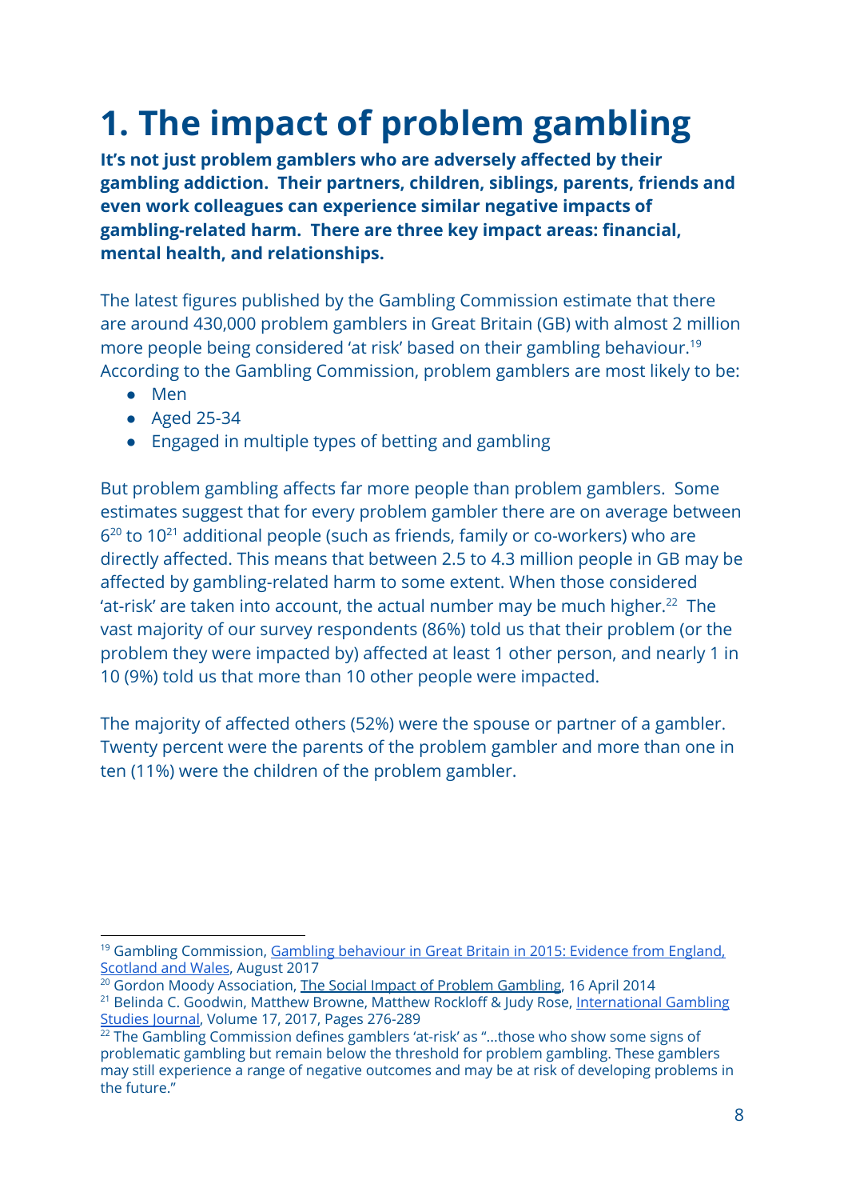# 1. The impact of problem gambling

**It's not just problem gamblers who are adversely affected by their gambling addiction. Their partners, children, siblings, parents, friends and even work colleagues can experience similar negative impacts of gambling-related harm. There are three key impact areas: financial, mental health, and relationships.**

The latest figures published by the Gambling Commission estimate that there are around 430,000 problem gamblers in Great Britain (GB) with almost 2 million more people being considered 'at risk' based on their gambling behaviour.[19] According to the Gambling Commission, problem gamblers are most likely to be:

- Men
- Aged 25-34
- Engaged in multiple types of betting and gambling

But problem gambling affects far more people than problem gamblers. Some estimates suggest that for every problem gambler there are on average between 6[20] to 10[21] additional people (such as friends, family or co-workers) who are directly affected. This means that between 2.5 to 4.3 million people in GB may be affected by gambling-related harm to some extent. When those considered 'at-risk' are taken into account, the actual number may be much higher.[22] The vast majority of our survey respondents (86%) told us that their problem (or the problem they were impacted by) affected at least 1 other person, and nearly 1 in 10 (9%) told us that more than 10 other people were impacted.

The majority of affected others (52%) were the spouse or partner of a gambler. Twenty percent were the parents of the problem gambler and more than one in ten (11%) were the children of the problem gambler.

---

[19] Gambling Commission, Gambling behaviour in Great Britain in 2015: Evidence from England, Scotland and Wales, August 2017

[20] Gordon Moody Association, The Social Impact of Problem Gambling, 16 April 2014

[21] Belinda C. Goodwin, Matthew Browne, Matthew Rockloff & Judy Rose, International Gambling Studies Journal, Volume 17, 2017, Pages 276-289

[22] The Gambling Commission defines gamblers 'at-risk' as "...those who show some signs of problematic gambling but remain below the threshold for problem gambling. These gamblers may still experience a range of negative outcomes and may be at risk of developing problems in the future."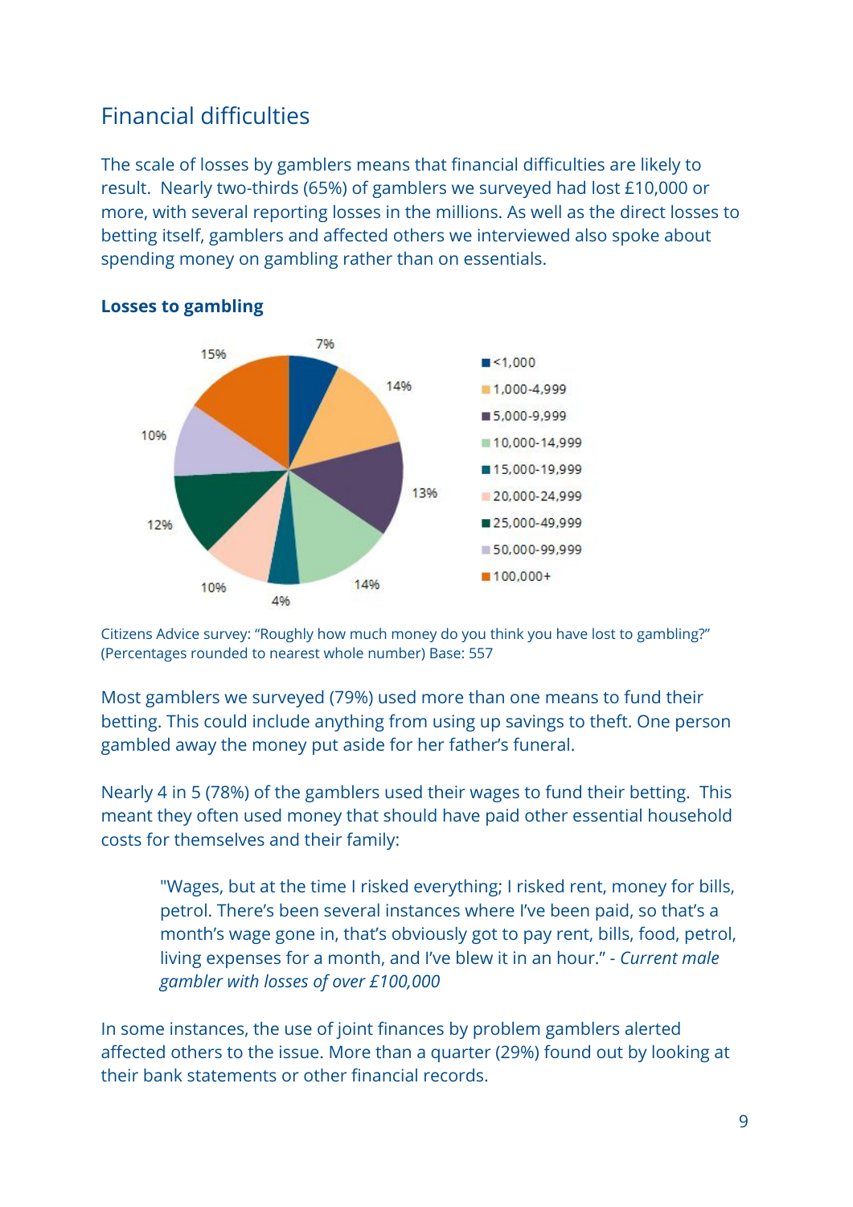## Financial difficulties

The scale of losses by gamblers means that financial difficulties are likely to result. Nearly two-thirds (65%) of gamblers we surveyed had lost £10,000 or more, with several reporting losses in the millions. As well as the direct losses to betting itself, gamblers and affected others we interviewed also spoke about spending money on gambling rather than on essentials.

**Losses to gambling**

| Losses (£) | Percentage |
| --- | --- |
| <1,000 | 7% |
| 1,000-4,999 | 14% |
| 5,000-9,999 | 13% |
| 10,000-14,999 | 14% |
| 15,000-19,999 | 4% |
| 20,000-24,999 | 10% |
| 25,000-49,999 | 12% |
| 50,000-99,999 | 10% |
| 100,000+ | 15% |

Citizens Advice survey: "Roughly how much money do you think you have lost to gambling?" (Percentages rounded to nearest whole number) Base: 557

Most gamblers we surveyed (79%) used more than one means to fund their betting. This could include anything from using up savings to theft. One person gambled away the money put aside for her father's funeral.

Nearly 4 in 5 (78%) of the gamblers used their wages to fund their betting. This meant they often used money that should have paid other essential household costs for themselves and their family:

> "Wages, but at the time I risked everything; I risked rent, money for bills, petrol. There's been several instances where I've been paid, so that's a month's wage gone in, that's obviously got to pay rent, bills, food, petrol, living expenses for a month, and I've blew it in an hour." - *Current male gambler with losses of over £100,000*

In some instances, the use of joint finances by problem gamblers alerted affected others to the issue. More than a quarter (29%) found out by looking at their bank statements or other financial records.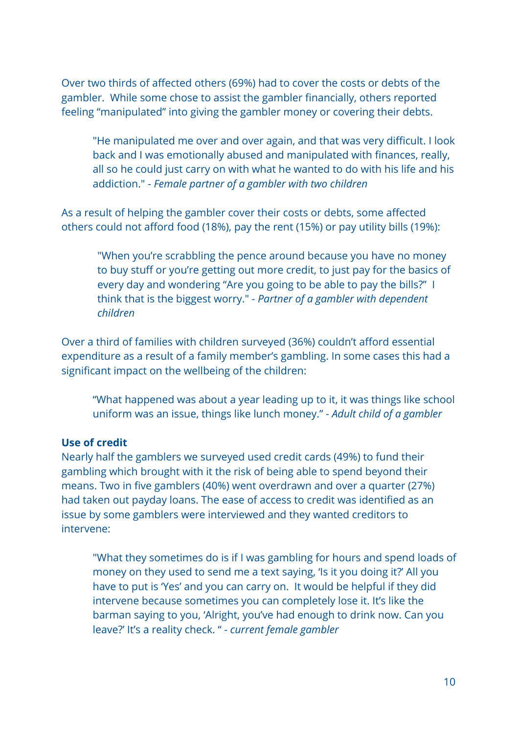Over two thirds of affected others (69%) had to cover the costs or debts of the gambler.  While some chose to assist the gambler financially, others reported feeling "manipulated" into giving the gambler money or covering their debts.

> "He manipulated me over and over again, and that was very difficult. I look back and I was emotionally abused and manipulated with finances, really, all so he could just carry on with what he wanted to do with his life and his addiction." - *Female partner of a gambler with two children*

As a result of helping the gambler cover their costs or debts, some affected others could not afford food (18%), pay the rent (15%) or pay utility bills (19%):

> "When you're scrabbling the pence around because you have no money to buy stuff or you're getting out more credit, to just pay for the basics of every day and wondering "Are you going to be able to pay the bills?"  I think that is the biggest worry." - *Partner of a gambler with dependent children*

Over a third of families with children surveyed (36%) couldn't afford essential expenditure as a result of a family member's gambling. In some cases this had a significant impact on the wellbeing of the children:

> "What happened was about a year leading up to it, it was things like school uniform was an issue, things like lunch money." - *Adult child of a gambler*

**Use of credit**

Nearly half the gamblers we surveyed used credit cards (49%) to fund their gambling which brought with it the risk of being able to spend beyond their means. Two in five gamblers (40%) went overdrawn and over a quarter (27%) had taken out payday loans. The ease of access to credit was identified as an issue by some gamblers were interviewed and they wanted creditors to intervene:

> "What they sometimes do is if I was gambling for hours and spend loads of money on they used to send me a text saying, 'Is it you doing it?' All you have to put is 'Yes' and you can carry on.  It would be helpful if they did intervene because sometimes you can completely lose it. It's like the barman saying to you, 'Alright, you've had enough to drink now. Can you leave?' It's a reality check. " - *current female gambler*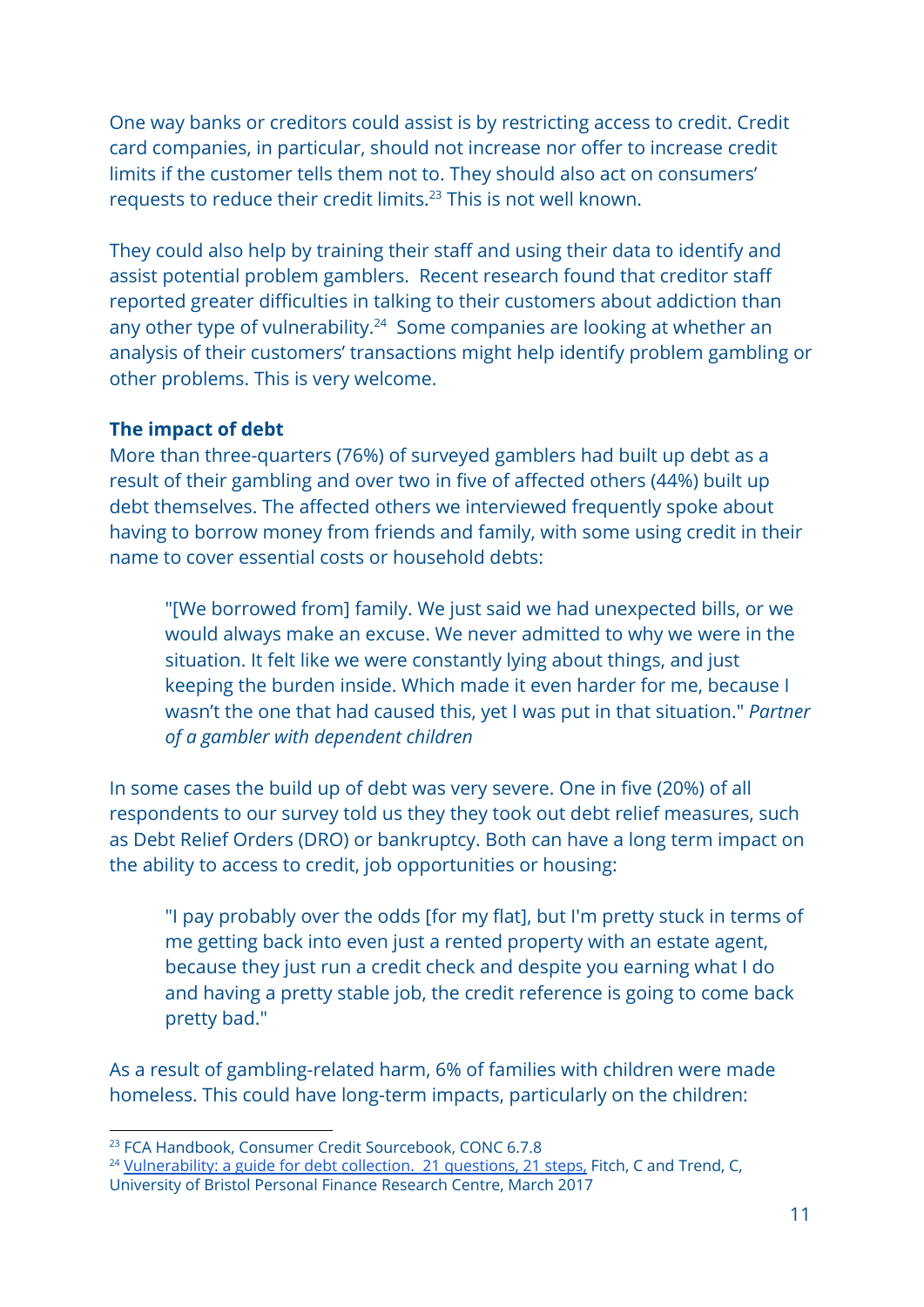One way banks or creditors could assist is by restricting access to credit. Credit card companies, in particular, should not increase nor offer to increase credit limits if the customer tells them not to. They should also act on consumers' requests to reduce their credit limits.[23] This is not well known.

They could also help by training their staff and using their data to identify and assist potential problem gamblers. Recent research found that creditor staff reported greater difficulties in talking to their customers about addiction than any other type of vulnerability.[24] Some companies are looking at whether an analysis of their customers' transactions might help identify problem gambling or other problems. This is very welcome.

**The impact of debt**

More than three-quarters (76%) of surveyed gamblers had built up debt as a result of their gambling and over two in five of affected others (44%) built up debt themselves. The affected others we interviewed frequently spoke about having to borrow money from friends and family, with some using credit in their name to cover essential costs or household debts:

> "[We borrowed from] family. We just said we had unexpected bills, or we would always make an excuse. We never admitted to why we were in the situation. It felt like we were constantly lying about things, and just keeping the burden inside. Which made it even harder for me, because I wasn't the one that had caused this, yet I was put in that situation." *Partner of a gambler with dependent children*

In some cases the build up of debt was very severe. One in five (20%) of all respondents to our survey told us they they took out debt relief measures, such as Debt Relief Orders (DRO) or bankruptcy. Both can have a long term impact on the ability to access to credit, job opportunities or housing:

> "I pay probably over the odds [for my flat], but I'm pretty stuck in terms of me getting back into even just a rented property with an estate agent, because they just run a credit check and despite you earning what I do and having a pretty stable job, the credit reference is going to come back pretty bad."

As a result of gambling-related harm, 6% of families with children were made homeless. This could have long-term impacts, particularly on the children:

---

[23] FCA Handbook, Consumer Credit Sourcebook, CONC 6.7.8

[24] Vulnerability: a guide for debt collection. 21 questions, 21 steps, Fitch, C and Trend, C, University of Bristol Personal Finance Research Centre, March 2017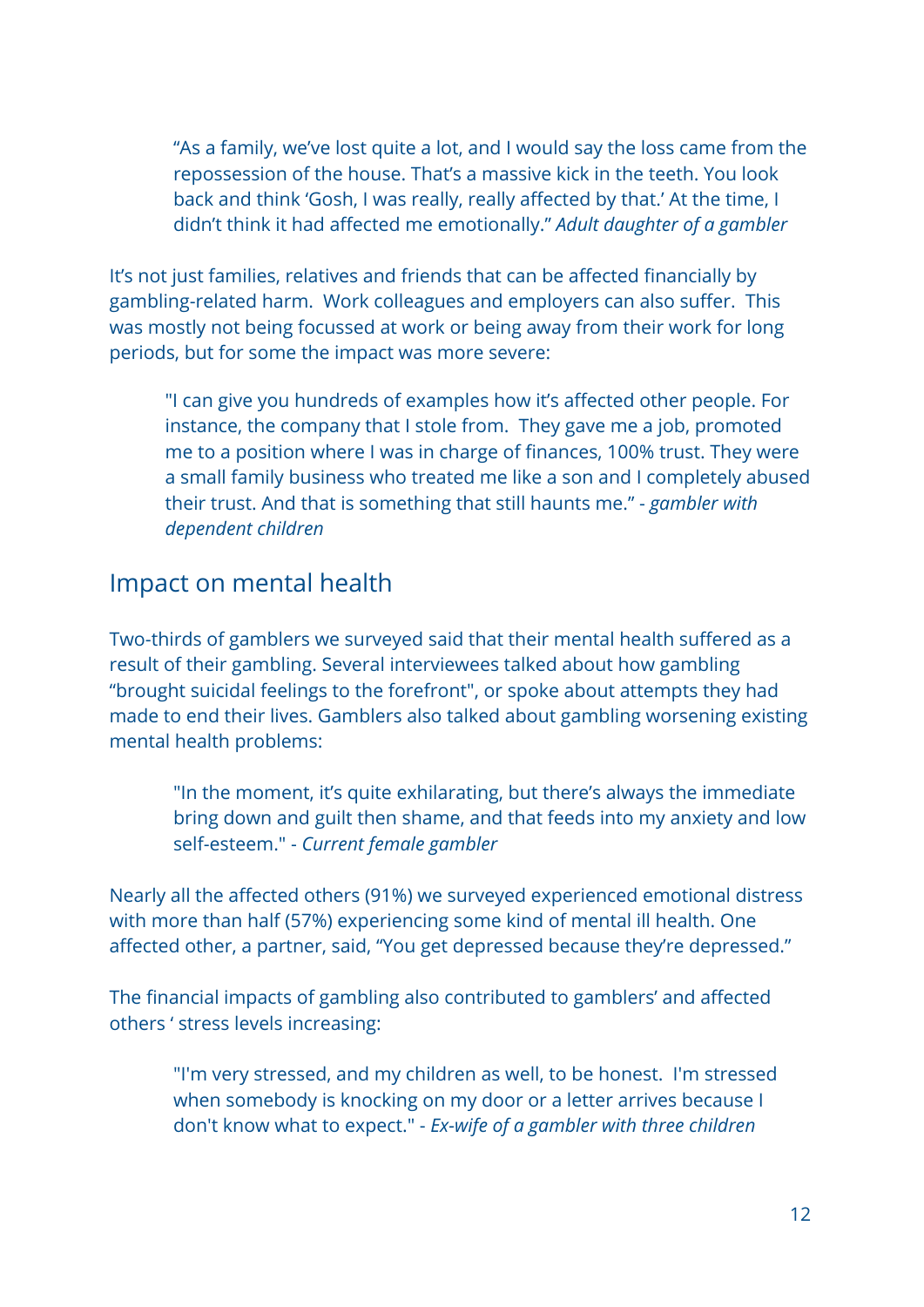> “As a family, we’ve lost quite a lot, and I would say the loss came from the repossession of the house. That’s a massive kick in the teeth. You look back and think ‘Gosh, I was really, really affected by that.’ At the time, I didn’t think it had affected me emotionally.” *Adult daughter of a gambler*

It’s not just families, relatives and friends that can be affected financially by gambling-related harm. Work colleagues and employers can also suffer. This was mostly not being focussed at work or being away from their work for long periods, but for some the impact was more severe:

> "I can give you hundreds of examples how it’s affected other people. For instance, the company that I stole from. They gave me a job, promoted me to a position where I was in charge of finances, 100% trust. They were a small family business who treated me like a son and I completely abused their trust. And that is something that still haunts me.” - *gambler with dependent children*

## Impact on mental health

Two-thirds of gamblers we surveyed said that their mental health suffered as a result of their gambling. Several interviewees talked about how gambling “brought suicidal feelings to the forefront", or spoke about attempts they had made to end their lives. Gamblers also talked about gambling worsening existing mental health problems:

> "In the moment, it’s quite exhilarating, but there’s always the immediate bring down and guilt then shame, and that feeds into my anxiety and low self-esteem." - *Current female gambler*

Nearly all the affected others (91%) we surveyed experienced emotional distress with more than half (57%) experiencing some kind of mental ill health. One affected other, a partner, said, “You get depressed because they’re depressed.”

The financial impacts of gambling also contributed to gamblers’ and affected others ‘ stress levels increasing:

> "I'm very stressed, and my children as well, to be honest. I'm stressed when somebody is knocking on my door or a letter arrives because I don't know what to expect." - *Ex-wife of a gambler with three children*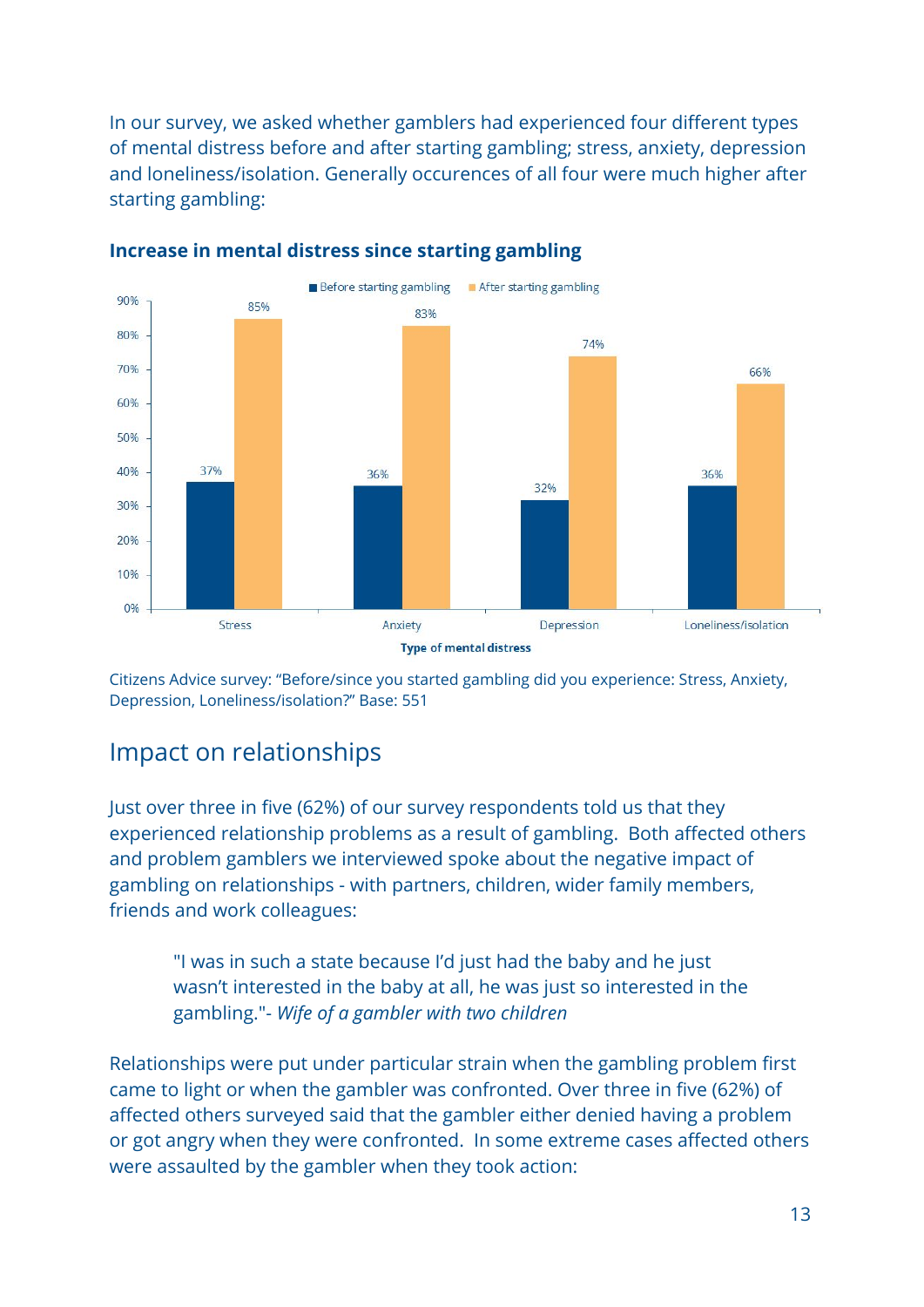In our survey, we asked whether gamblers had experienced four different types of mental distress before and after starting gambling; stress, anxiety, depression and loneliness/isolation. Generally occurences of all four were much higher after starting gambling:

**Increase in mental distress since starting gambling**

| Type of mental distress | Before starting gambling | After starting gambling |
|---|---|---|
| Stress | 37% | 85% |
| Anxiety | 36% | 83% |
| Depression | 32% | 74% |
| Loneliness/isolation | 36% | 66% |

Citizens Advice survey: "Before/since you started gambling did you experience: Stress, Anxiety, Depression, Loneliness/isolation?" Base: 551

## Impact on relationships

Just over three in five (62%) of our survey respondents told us that they experienced relationship problems as a result of gambling. Both affected others and problem gamblers we interviewed spoke about the negative impact of gambling on relationships - with partners, children, wider family members, friends and work colleagues:

> "I was in such a state because I'd just had the baby and he just wasn't interested in the baby at all, he was just so interested in the gambling."- *Wife of a gambler with two children*

Relationships were put under particular strain when the gambling problem first came to light or when the gambler was confronted. Over three in five (62%) of affected others surveyed said that the gambler either denied having a problem or got angry when they were confronted. In some extreme cases affected others were assaulted by the gambler when they took action: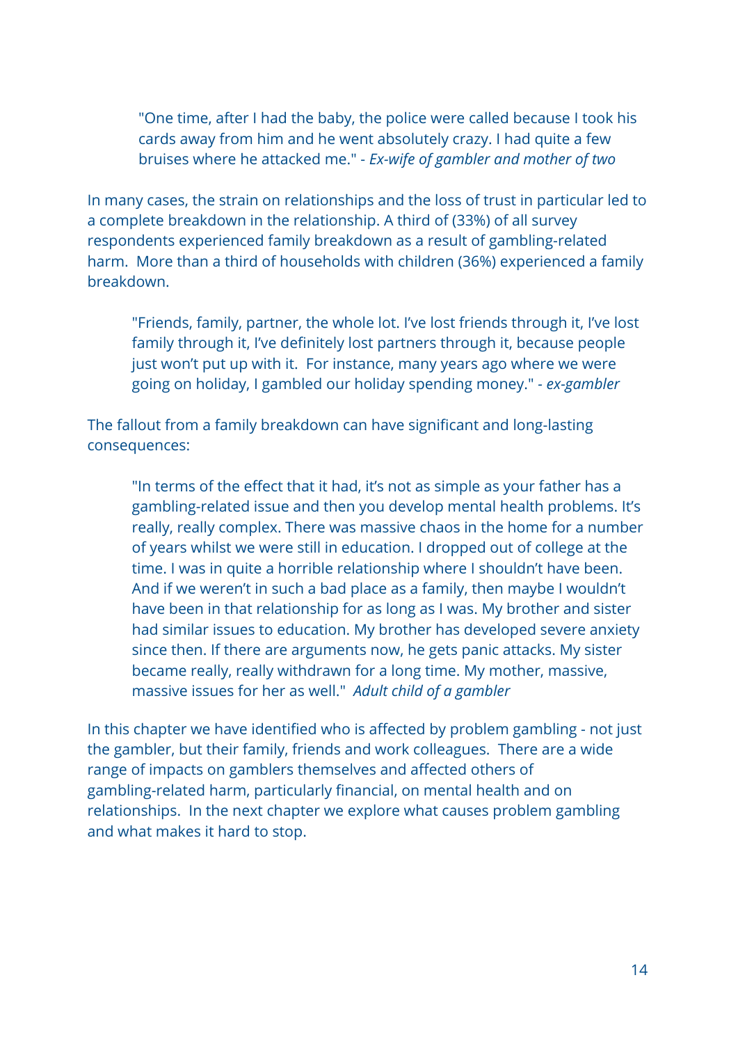> "One time, after I had the baby, the police were called because I took his cards away from him and he went absolutely crazy. I had quite a few bruises where he attacked me." - *Ex-wife of gambler and mother of two*

In many cases, the strain on relationships and the loss of trust in particular led to a complete breakdown in the relationship. A third of (33%) of all survey respondents experienced family breakdown as a result of gambling-related harm. More than a third of households with children (36%) experienced a family breakdown.

> "Friends, family, partner, the whole lot. I've lost friends through it, I've lost family through it, I've definitely lost partners through it, because people just won't put up with it. For instance, many years ago where we were going on holiday, I gambled our holiday spending money." - *ex-gambler*

The fallout from a family breakdown can have significant and long-lasting consequences:

> "In terms of the effect that it had, it's not as simple as your father has a gambling-related issue and then you develop mental health problems. It's really, really complex. There was massive chaos in the home for a number of years whilst we were still in education. I dropped out of college at the time. I was in quite a horrible relationship where I shouldn't have been. And if we weren't in such a bad place as a family, then maybe I wouldn't have been in that relationship for as long as I was. My brother and sister had similar issues to education. My brother has developed severe anxiety since then. If there are arguments now, he gets panic attacks. My sister became really, really withdrawn for a long time. My mother, massive, massive issues for her as well." *Adult child of a gambler*

In this chapter we have identified who is affected by problem gambling - not just the gambler, but their family, friends and work colleagues. There are a wide range of impacts on gamblers themselves and affected others of gambling-related harm, particularly financial, on mental health and on relationships. In the next chapter we explore what causes problem gambling and what makes it hard to stop.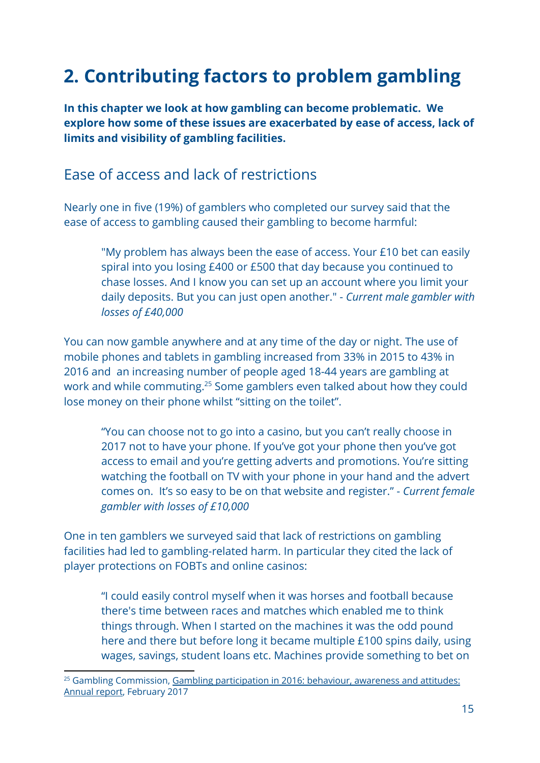# 2. Contributing factors to problem gambling

**In this chapter we look at how gambling can become problematic. We explore how some of these issues are exacerbated by ease of access, lack of limits and visibility of gambling facilities.**

## Ease of access and lack of restrictions

Nearly one in five (19%) of gamblers who completed our survey said that the ease of access to gambling caused their gambling to become harmful:

> "My problem has always been the ease of access. Your £10 bet can easily spiral into you losing £400 or £500 that day because you continued to chase losses. And I know you can set up an account where you limit your daily deposits. But you can just open another." - *Current male gambler with losses of £40,000*

You can now gamble anywhere and at any time of the day or night. The use of mobile phones and tablets in gambling increased from 33% in 2015 to 43% in 2016 and an increasing number of people aged 18-44 years are gambling at work and while commuting.[25] Some gamblers even talked about how they could lose money on their phone whilst "sitting on the toilet".

> "You can choose not to go into a casino, but you can't really choose in 2017 not to have your phone. If you've got your phone then you've got access to email and you're getting adverts and promotions. You're sitting watching the football on TV with your phone in your hand and the advert comes on. It's so easy to be on that website and register." - *Current female gambler with losses of £10,000*

One in ten gamblers we surveyed said that lack of restrictions on gambling facilities had led to gambling-related harm. In particular they cited the lack of player protections on FOBTs and online casinos:

> "I could easily control myself when it was horses and football because there's time between races and matches which enabled me to think things through. When I started on the machines it was the odd pound here and there but before long it became multiple £100 spins daily, using wages, savings, student loans etc. Machines provide something to bet on

[25] Gambling Commission, Gambling participation in 2016: behaviour, awareness and attitudes: Annual report, February 2017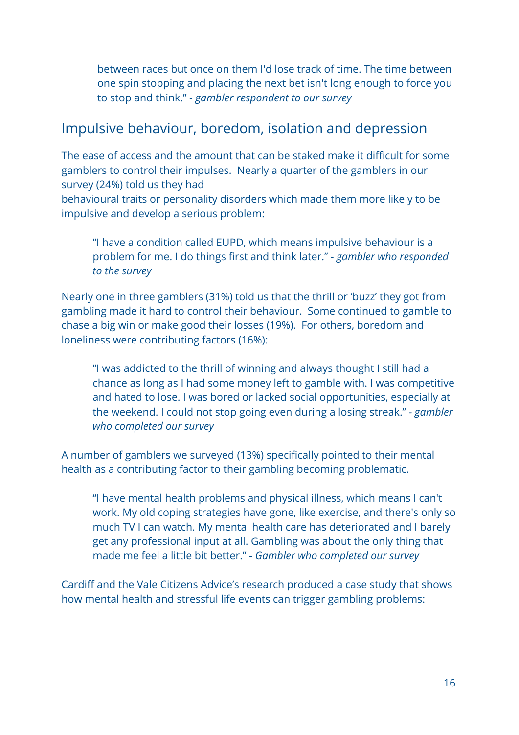> between races but once on them I'd lose track of time. The time between one spin stopping and placing the next bet isn't long enough to force you to stop and think." - *gambler respondent to our survey*

## Impulsive behaviour, boredom, isolation and depression

The ease of access and the amount that can be staked make it difficult for some gamblers to control their impulses. Nearly a quarter of the gamblers in our survey (24%) told us they had
behavioural traits or personality disorders which made them more likely to be impulsive and develop a serious problem:

> "I have a condition called EUPD, which means impulsive behaviour is a problem for me. I do things first and think later." - *gambler who responded to the survey*

Nearly one in three gamblers (31%) told us that the thrill or 'buzz' they got from gambling made it hard to control their behaviour. Some continued to gamble to chase a big win or make good their losses (19%). For others, boredom and loneliness were contributing factors (16%):

> "I was addicted to the thrill of winning and always thought I still had a chance as long as I had some money left to gamble with. I was competitive and hated to lose. I was bored or lacked social opportunities, especially at the weekend. I could not stop going even during a losing streak." - *gambler who completed our survey*

A number of gamblers we surveyed (13%) specifically pointed to their mental health as a contributing factor to their gambling becoming problematic.

> "I have mental health problems and physical illness, which means I can't work. My old coping strategies have gone, like exercise, and there's only so much TV I can watch. My mental health care has deteriorated and I barely get any professional input at all. Gambling was about the only thing that made me feel a little bit better." - *Gambler who completed our survey*

Cardiff and the Vale Citizens Advice's research produced a case study that shows how mental health and stressful life events can trigger gambling problems: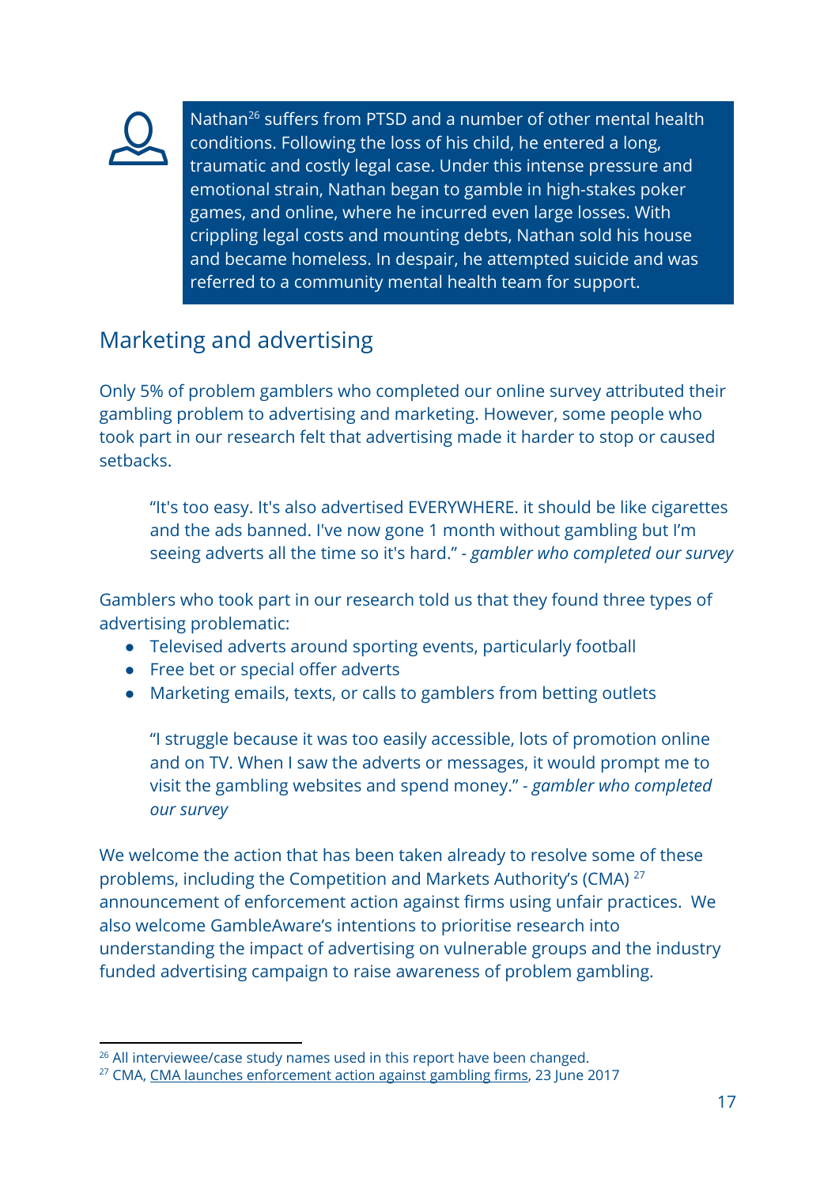> Nathan[26] suffers from PTSD and a number of other mental health conditions. Following the loss of his child, he entered a long, traumatic and costly legal case. Under this intense pressure and emotional strain, Nathan began to gamble in high-stakes poker games, and online, where he incurred even large losses. With crippling legal costs and mounting debts, Nathan sold his house and became homeless. In despair, he attempted suicide and was referred to a community mental health team for support.

## Marketing and advertising

Only 5% of problem gamblers who completed our online survey attributed their gambling problem to advertising and marketing. However, some people who took part in our research felt that advertising made it harder to stop or caused setbacks.

> "It's too easy. It's also advertised EVERYWHERE. it should be like cigarettes and the ads banned. I've now gone 1 month without gambling but I'm seeing adverts all the time so it's hard." - *gambler who completed our survey*

Gamblers who took part in our research told us that they found three types of advertising problematic:

- Televised adverts around sporting events, particularly football
- Free bet or special offer adverts
- Marketing emails, texts, or calls to gamblers from betting outlets

> "I struggle because it was too easily accessible, lots of promotion online and on TV. When I saw the adverts or messages, it would prompt me to visit the gambling websites and spend money." - *gambler who completed our survey*

We welcome the action that has been taken already to resolve some of these problems, including the Competition and Markets Authority's (CMA) [27] announcement of enforcement action against firms using unfair practices. We also welcome GambleAware's intentions to prioritise research into understanding the impact of advertising on vulnerable groups and the industry funded advertising campaign to raise awareness of problem gambling.

---

[26] All interviewee/case study names used in this report have been changed.

[27] CMA, CMA launches enforcement action against gambling firms, 23 June 2017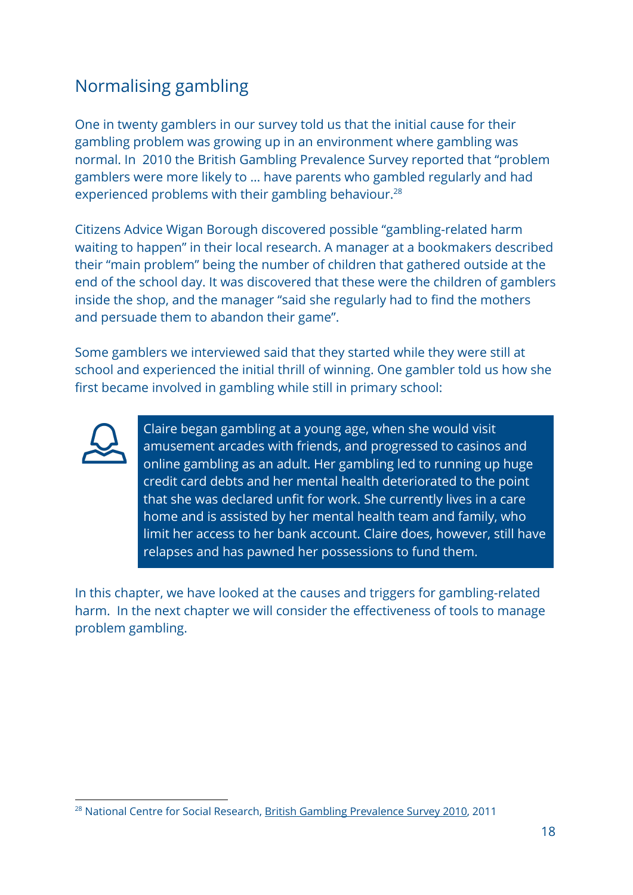## Normalising gambling

One in twenty gamblers in our survey told us that the initial cause for their gambling problem was growing up in an environment where gambling was normal. In 2010 the British Gambling Prevalence Survey reported that "problem gamblers were more likely to ... have parents who gambled regularly and had experienced problems with their gambling behaviour.[28]

Citizens Advice Wigan Borough discovered possible "gambling-related harm waiting to happen" in their local research. A manager at a bookmakers described their "main problem" being the number of children that gathered outside at the end of the school day. It was discovered that these were the children of gamblers inside the shop, and the manager "said she regularly had to find the mothers and persuade them to abandon their game".

Some gamblers we interviewed said that they started while they were still at school and experienced the initial thrill of winning. One gambler told us how she first became involved in gambling while still in primary school:

> Claire began gambling at a young age, when she would visit amusement arcades with friends, and progressed to casinos and online gambling as an adult. Her gambling led to running up huge credit card debts and her mental health deteriorated to the point that she was declared unfit for work. She currently lives in a care home and is assisted by her mental health team and family, who limit her access to her bank account. Claire does, however, still have relapses and has pawned her possessions to fund them.

In this chapter, we have looked at the causes and triggers for gambling-related harm. In the next chapter we will consider the effectiveness of tools to manage problem gambling.

---

[28] National Centre for Social Research, British Gambling Prevalence Survey 2010, 2011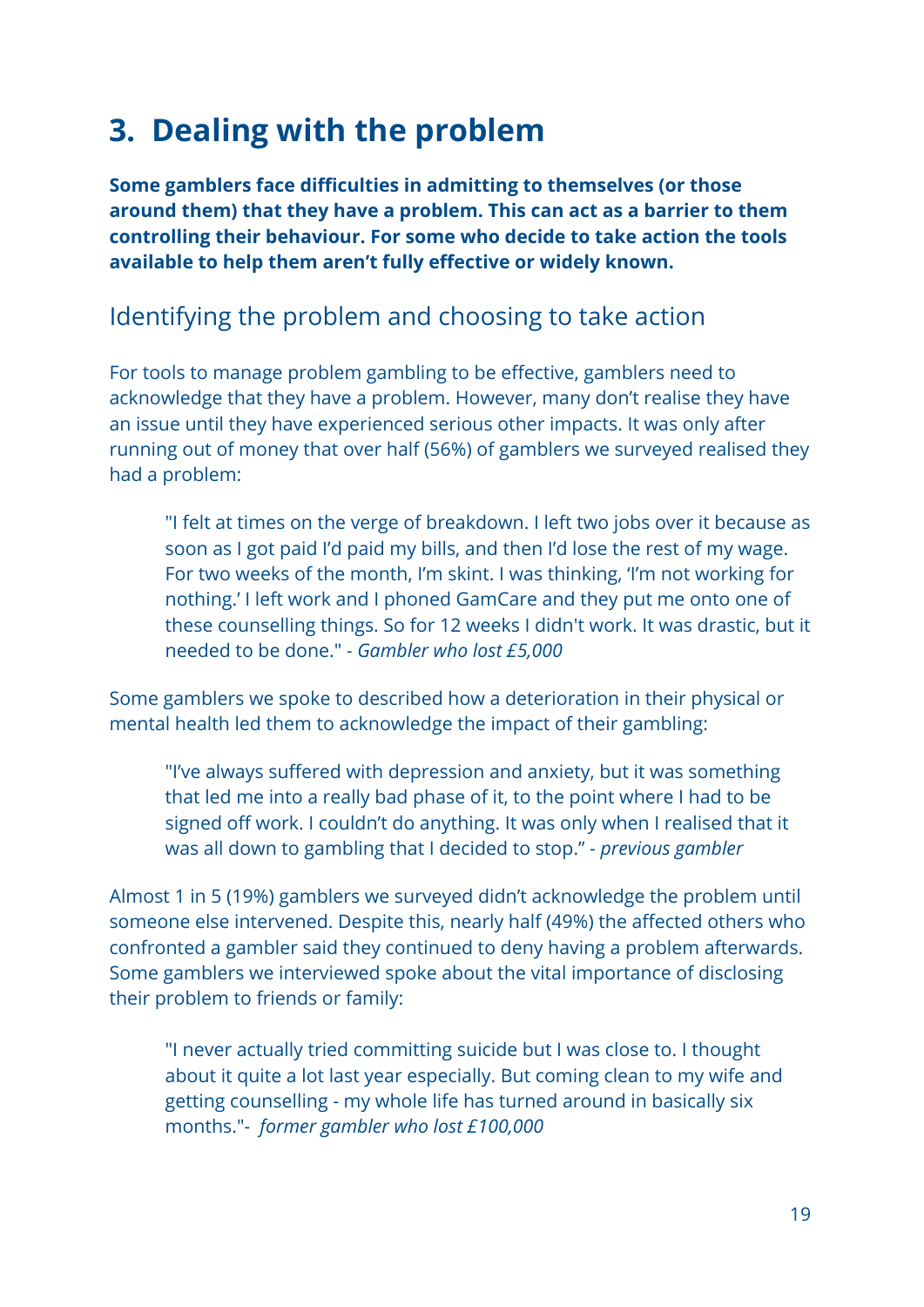# 3. Dealing with the problem

**Some gamblers face difficulties in admitting to themselves (or those around them) that they have a problem. This can act as a barrier to them controlling their behaviour. For some who decide to take action the tools available to help them aren't fully effective or widely known.**

## Identifying the problem and choosing to take action

For tools to manage problem gambling to be effective, gamblers need to acknowledge that they have a problem. However, many don't realise they have an issue until they have experienced serious other impacts. It was only after running out of money that over half (56%) of gamblers we surveyed realised they had a problem:

> "I felt at times on the verge of breakdown. I left two jobs over it because as soon as I got paid I'd paid my bills, and then I'd lose the rest of my wage. For two weeks of the month, I'm skint. I was thinking, 'I'm not working for nothing.' I left work and I phoned GamCare and they put me onto one of these counselling things. So for 12 weeks I didn't work. It was drastic, but it needed to be done." - *Gambler who lost £5,000*

Some gamblers we spoke to described how a deterioration in their physical or mental health led them to acknowledge the impact of their gambling:

> "I've always suffered with depression and anxiety, but it was something that led me into a really bad phase of it, to the point where I had to be signed off work. I couldn't do anything. It was only when I realised that it was all down to gambling that I decided to stop." - *previous gambler*

Almost 1 in 5 (19%) gamblers we surveyed didn't acknowledge the problem until someone else intervened. Despite this, nearly half (49%) the affected others who confronted a gambler said they continued to deny having a problem afterwards. Some gamblers we interviewed spoke about the vital importance of disclosing their problem to friends or family:

> "I never actually tried committing suicide but I was close to. I thought about it quite a lot last year especially. But coming clean to my wife and getting counselling - my whole life has turned around in basically six months."- *former gambler who lost £100,000*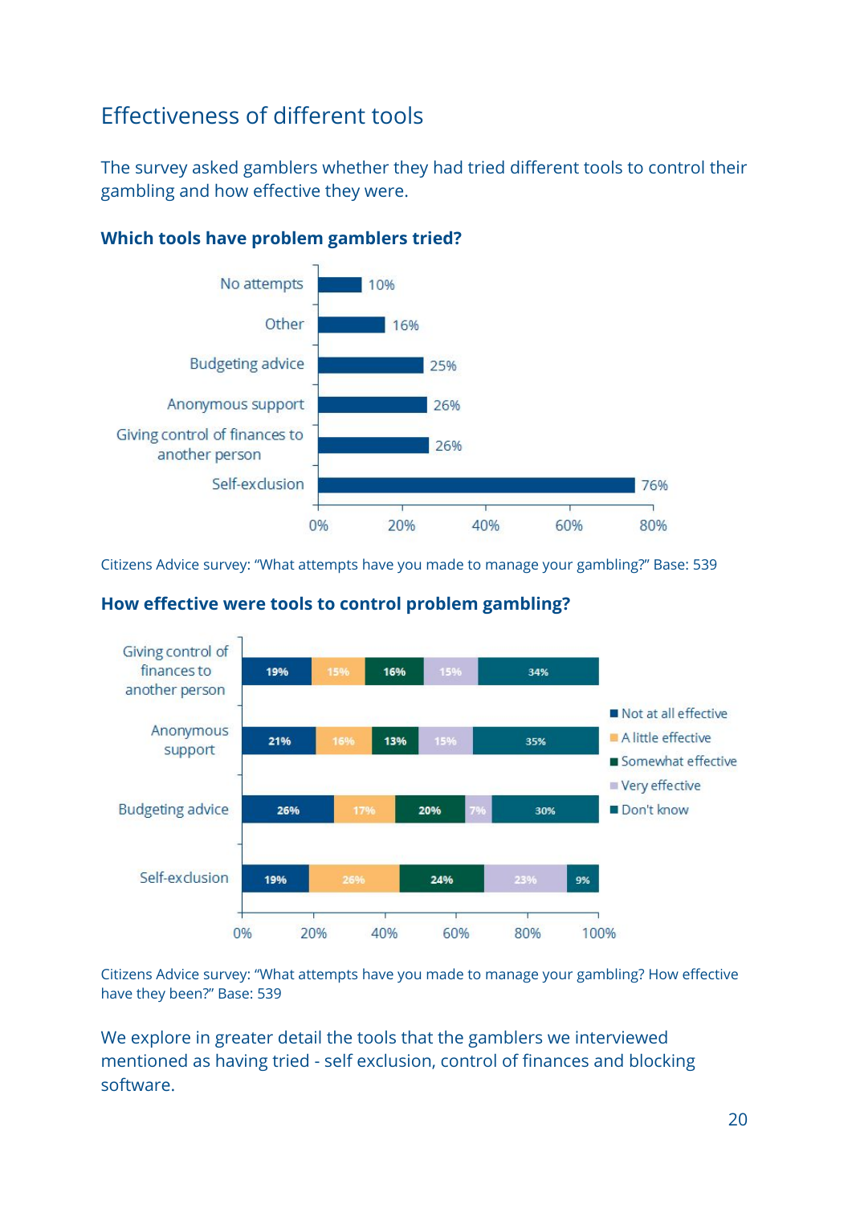## Effectiveness of different tools

The survey asked gamblers whether they had tried different tools to control their gambling and how effective they were.

**Which tools have problem gamblers tried?**

| Tool | % |
|---|---|
| No attempts | 10% |
| Other | 16% |
| Budgeting advice | 25% |
| Anonymous support | 26% |
| Giving control of finances to another person | 26% |
| Self-exclusion | 76% |

Citizens Advice survey: "What attempts have you made to manage your gambling?" Base: 539

**How effective were tools to control problem gambling?**

| Tool | Not at all effective | A little effective | Somewhat effective | Very effective | Don't know |
|---|---|---|---|---|---|
| Giving control of finances to another person | 19% | 15% | 16% | 15% | 34% |
| Anonymous support | 21% | 16% | 13% | 15% | 35% |
| Budgeting advice | 26% | 17% | 20% | 7% | 30% |
| Self-exclusion | 19% | 26% | 24% | 23% | 9% |

Citizens Advice survey: "What attempts have you made to manage your gambling? How effective have they been?" Base: 539

We explore in greater detail the tools that the gamblers we interviewed mentioned as having tried - self exclusion, control of finances and blocking software.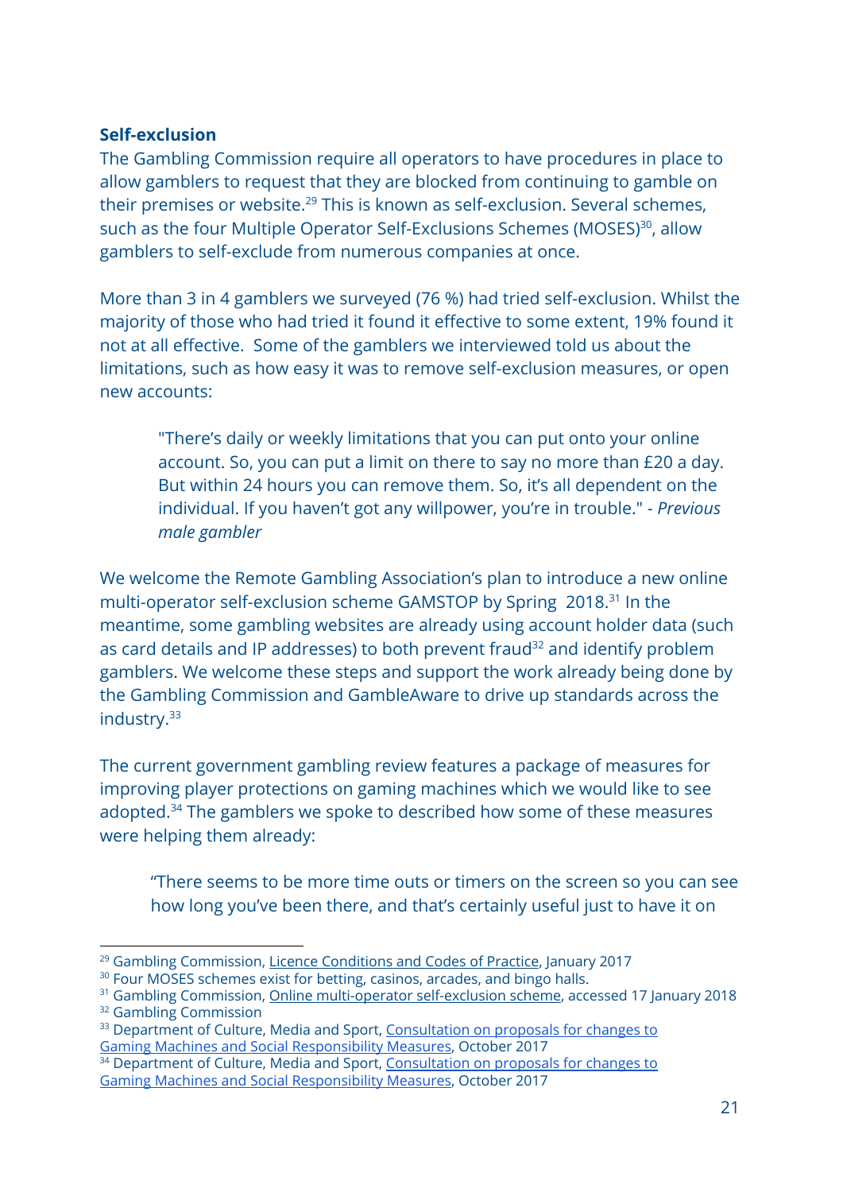**Self-exclusion**

The Gambling Commission require all operators to have procedures in place to allow gamblers to request that they are blocked from continuing to gamble on their premises or website.[29] This is known as self-exclusion. Several schemes, such as the four Multiple Operator Self-Exclusions Schemes (MOSES)[30], allow gamblers to self-exclude from numerous companies at once.

More than 3 in 4 gamblers we surveyed (76 %) had tried self-exclusion. Whilst the majority of those who had tried it found it effective to some extent, 19% found it not at all effective. Some of the gamblers we interviewed told us about the limitations, such as how easy it was to remove self-exclusion measures, or open new accounts:

> "There's daily or weekly limitations that you can put onto your online account. So, you can put a limit on there to say no more than £20 a day. But within 24 hours you can remove them. So, it's all dependent on the individual. If you haven't got any willpower, you're in trouble." - *Previous male gambler*

We welcome the Remote Gambling Association's plan to introduce a new online multi-operator self-exclusion scheme GAMSTOP by Spring 2018.[31] In the meantime, some gambling websites are already using account holder data (such as card details and IP addresses) to both prevent fraud[32] and identify problem gamblers. We welcome these steps and support the work already being done by the Gambling Commission and GambleAware to drive up standards across the industry.[33]

The current government gambling review features a package of measures for improving player protections on gaming machines which we would like to see adopted.[34] The gamblers we spoke to described how some of these measures were helping them already:

> "There seems to be more time outs or timers on the screen so you can see how long you've been there, and that's certainly useful just to have it on

---

[29] Gambling Commission, Licence Conditions and Codes of Practice, January 2017

[30] Four MOSES schemes exist for betting, casinos, arcades, and bingo halls.

[31] Gambling Commission, Online multi-operator self-exclusion scheme, accessed 17 January 2018

[32] Gambling Commission

[33] Department of Culture, Media and Sport, Consultation on proposals for changes to Gaming Machines and Social Responsibility Measures, October 2017

[34] Department of Culture, Media and Sport, Consultation on proposals for changes to Gaming Machines and Social Responsibility Measures, October 2017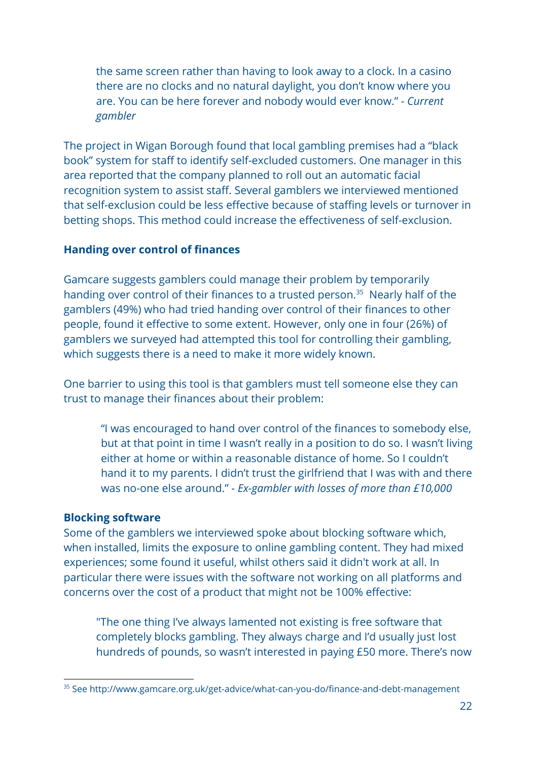> the same screen rather than having to look away to a clock. In a casino there are no clocks and no natural daylight, you don't know where you are. You can be here forever and nobody would ever know." - *Current gambler*

The project in Wigan Borough found that local gambling premises had a "black book" system for staff to identify self-excluded customers. One manager in this area reported that the company planned to roll out an automatic facial recognition system to assist staff. Several gamblers we interviewed mentioned that self-exclusion could be less effective because of staffing levels or turnover in betting shops. This method could increase the effectiveness of self-exclusion.

### Handing over control of finances

Gamcare suggests gamblers could manage their problem by temporarily handing over control of their finances to a trusted person.[35] Nearly half of the gamblers (49%) who had tried handing over control of their finances to other people, found it effective to some extent. However, only one in four (26%) of gamblers we surveyed had attempted this tool for controlling their gambling, which suggests there is a need to make it more widely known.

One barrier to using this tool is that gamblers must tell someone else they can trust to manage their finances about their problem:

> "I was encouraged to hand over control of the finances to somebody else, but at that point in time I wasn't really in a position to do so. I wasn't living either at home or within a reasonable distance of home. So I couldn't hand it to my parents. I didn't trust the girlfriend that I was with and there was no-one else around." - *Ex-gambler with losses of more than £10,000*

### Blocking software

Some of the gamblers we interviewed spoke about blocking software which, when installed, limits the exposure to online gambling content. They had mixed experiences; some found it useful, whilst others said it didn't work at all. In particular there were issues with the software not working on all platforms and concerns over the cost of a product that might not be 100% effective:

> "The one thing I've always lamented not existing is free software that completely blocks gambling. They always charge and I'd usually just lost hundreds of pounds, so wasn't interested in paying £50 more. There's now

[35] See http://www.gamcare.org.uk/get-advice/what-can-you-do/finance-and-debt-management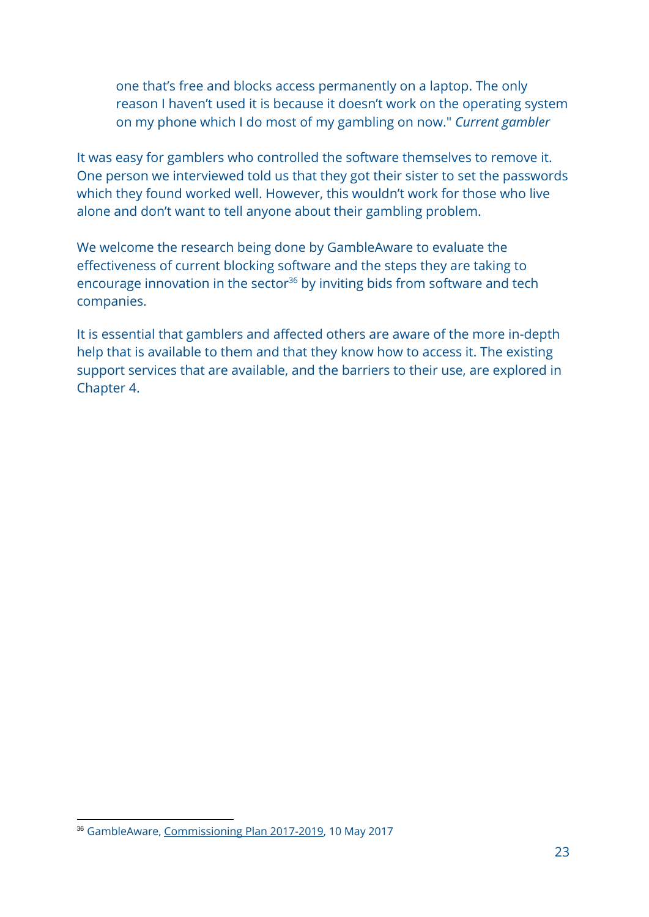> one that's free and blocks access permanently on a laptop. The only reason I haven't used it is because it doesn't work on the operating system on my phone which I do most of my gambling on now." *Current gambler*

It was easy for gamblers who controlled the software themselves to remove it. One person we interviewed told us that they got their sister to set the passwords which they found worked well. However, this wouldn't work for those who live alone and don't want to tell anyone about their gambling problem.

We welcome the research being done by GambleAware to evaluate the effectiveness of current blocking software and the steps they are taking to encourage innovation in the sector[36] by inviting bids from software and tech companies.

It is essential that gamblers and affected others are aware of the more in-depth help that is available to them and that they know how to access it. The existing support services that are available, and the barriers to their use, are explored in Chapter 4.

---

[36] GambleAware, Commissioning Plan 2017-2019, 10 May 2017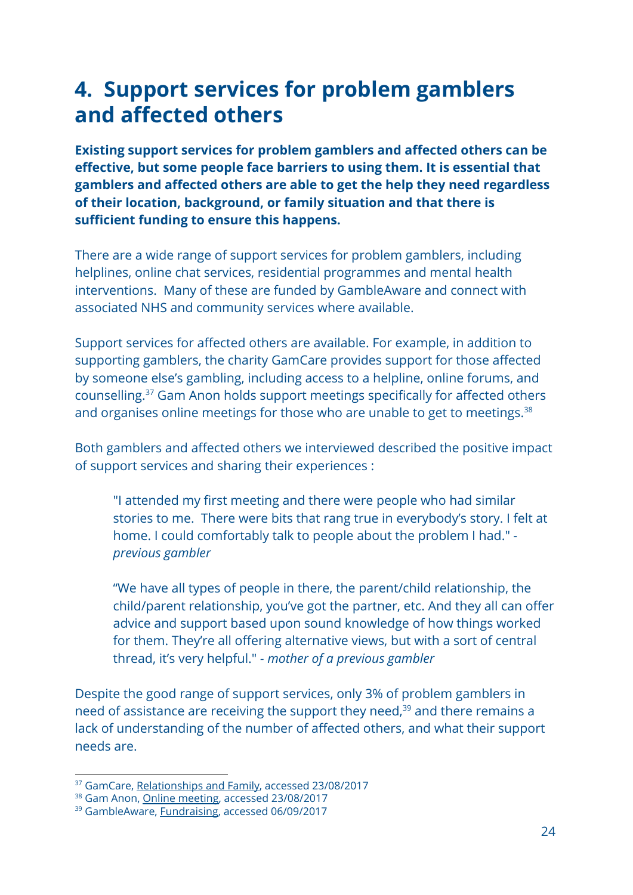# 4. Support services for problem gamblers and affected others

**Existing support services for problem gamblers and affected others can be effective, but some people face barriers to using them. It is essential that gamblers and affected others are able to get the help they need regardless of their location, background, or family situation and that there is sufficient funding to ensure this happens.**

There are a wide range of support services for problem gamblers, including helplines, online chat services, residential programmes and mental health interventions. Many of these are funded by GambleAware and connect with associated NHS and community services where available.

Support services for affected others are available. For example, in addition to supporting gamblers, the charity GamCare provides support for those affected by someone else's gambling, including access to a helpline, online forums, and counselling.[37] Gam Anon holds support meetings specifically for affected others and organises online meetings for those who are unable to get to meetings.[38]

Both gamblers and affected others we interviewed described the positive impact of support services and sharing their experiences :

> "I attended my first meeting and there were people who had similar stories to me. There were bits that rang true in everybody's story. I felt at home. I could comfortably talk to people about the problem I had." - *previous gambler*

> "We have all types of people in there, the parent/child relationship, the child/parent relationship, you've got the partner, etc. And they all can offer advice and support based upon sound knowledge of how things worked for them. They're all offering alternative views, but with a sort of central thread, it's very helpful." - *mother of a previous gambler*

Despite the good range of support services, only 3% of problem gamblers in need of assistance are receiving the support they need,[39] and there remains a lack of understanding of the number of affected others, and what their support needs are.

---

[37] GamCare, Relationships and Family, accessed 23/08/2017

[38] Gam Anon, Online meeting, accessed 23/08/2017

[39] GambleAware, Fundraising, accessed 06/09/2017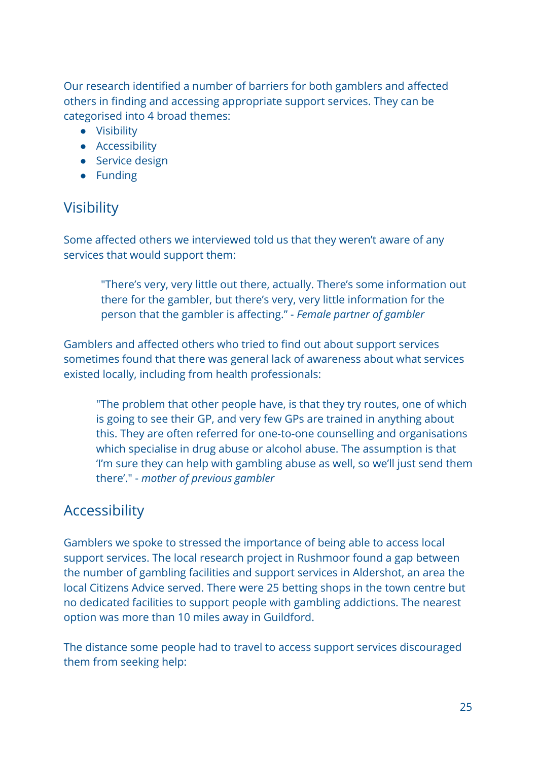Our research identified a number of barriers for both gamblers and affected others in finding and accessing appropriate support services. They can be categorised into 4 broad themes:

- Visibility
- Accessibility
- Service design
- Funding

## Visibility

Some affected others we interviewed told us that they weren't aware of any services that would support them:

> "There's very, very little out there, actually. There's some information out there for the gambler, but there's very, very little information for the person that the gambler is affecting." - *Female partner of gambler*

Gamblers and affected others who tried to find out about support services sometimes found that there was general lack of awareness about what services existed locally, including from health professionals:

> "The problem that other people have, is that they try routes, one of which is going to see their GP, and very few GPs are trained in anything about this. They are often referred for one-to-one counselling and organisations which specialise in drug abuse or alcohol abuse. The assumption is that 'I'm sure they can help with gambling abuse as well, so we'll just send them there'." - *mother of previous gambler*

## Accessibility

Gamblers we spoke to stressed the importance of being able to access local support services. The local research project in Rushmoor found a gap between the number of gambling facilities and support services in Aldershot, an area the local Citizens Advice served. There were 25 betting shops in the town centre but no dedicated facilities to support people with gambling addictions. The nearest option was more than 10 miles away in Guildford.

The distance some people had to travel to access support services discouraged them from seeking help: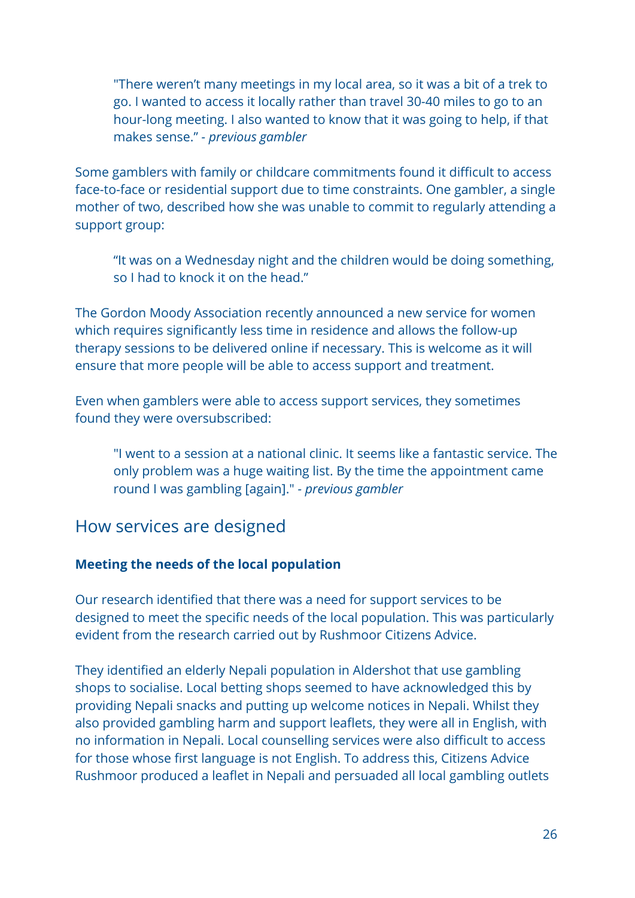> "There weren't many meetings in my local area, so it was a bit of a trek to go. I wanted to access it locally rather than travel 30-40 miles to go to an hour-long meeting. I also wanted to know that it was going to help, if that makes sense." - *previous gambler*

Some gamblers with family or childcare commitments found it difficult to access face-to-face or residential support due to time constraints. One gambler, a single mother of two, described how she was unable to commit to regularly attending a support group:

> "It was on a Wednesday night and the children would be doing something, so I had to knock it on the head."

The Gordon Moody Association recently announced a new service for women which requires significantly less time in residence and allows the follow-up therapy sessions to be delivered online if necessary. This is welcome as it will ensure that more people will be able to access support and treatment.

Even when gamblers were able to access support services, they sometimes found they were oversubscribed:

> "I went to a session at a national clinic. It seems like a fantastic service. The only problem was a huge waiting list. By the time the appointment came round I was gambling [again]." - *previous gambler*

## How services are designed

**Meeting the needs of the local population**

Our research identified that there was a need for support services to be designed to meet the specific needs of the local population. This was particularly evident from the research carried out by Rushmoor Citizens Advice.

They identified an elderly Nepali population in Aldershot that use gambling shops to socialise. Local betting shops seemed to have acknowledged this by providing Nepali snacks and putting up welcome notices in Nepali. Whilst they also provided gambling harm and support leaflets, they were all in English, with no information in Nepali. Local counselling services were also difficult to access for those whose first language is not English. To address this, Citizens Advice Rushmoor produced a leaflet in Nepali and persuaded all local gambling outlets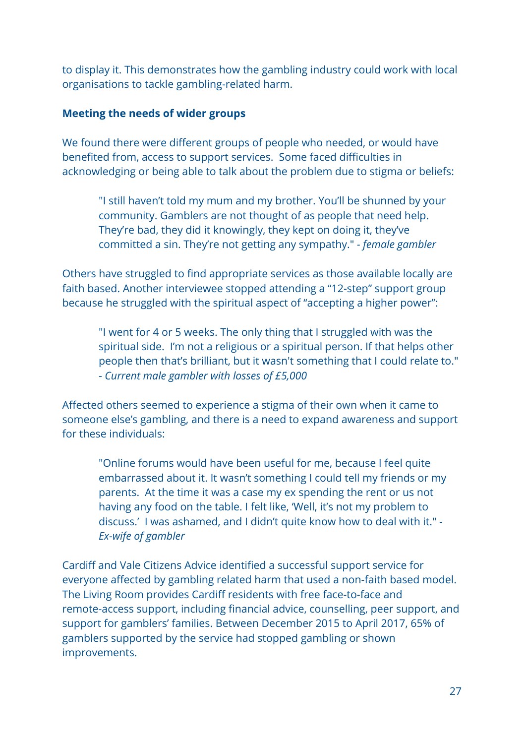to display it. This demonstrates how the gambling industry could work with local organisations to tackle gambling-related harm.

**Meeting the needs of wider groups**

We found there were different groups of people who needed, or would have benefited from, access to support services. Some faced difficulties in acknowledging or being able to talk about the problem due to stigma or beliefs:

> "I still haven't told my mum and my brother. You'll be shunned by your community. Gamblers are not thought of as people that need help. They're bad, they did it knowingly, they kept on doing it, they've committed a sin. They're not getting any sympathy." - *female gambler*

Others have struggled to find appropriate services as those available locally are faith based. Another interviewee stopped attending a "12-step" support group because he struggled with the spiritual aspect of "accepting a higher power":

> "I went for 4 or 5 weeks. The only thing that I struggled with was the spiritual side. I'm not a religious or a spiritual person. If that helps other people then that's brilliant, but it wasn't something that I could relate to." - *Current male gambler with losses of £5,000*

Affected others seemed to experience a stigma of their own when it came to someone else's gambling, and there is a need to expand awareness and support for these individuals:

> "Online forums would have been useful for me, because I feel quite embarrassed about it. It wasn't something I could tell my friends or my parents. At the time it was a case my ex spending the rent or us not having any food on the table. I felt like, 'Well, it's not my problem to discuss.' I was ashamed, and I didn't quite know how to deal with it." - *Ex-wife of gambler*

Cardiff and Vale Citizens Advice identified a successful support service for everyone affected by gambling related harm that used a non-faith based model. The Living Room provides Cardiff residents with free face-to-face and remote-access support, including financial advice, counselling, peer support, and support for gamblers' families. Between December 2015 to April 2017, 65% of gamblers supported by the service had stopped gambling or shown improvements.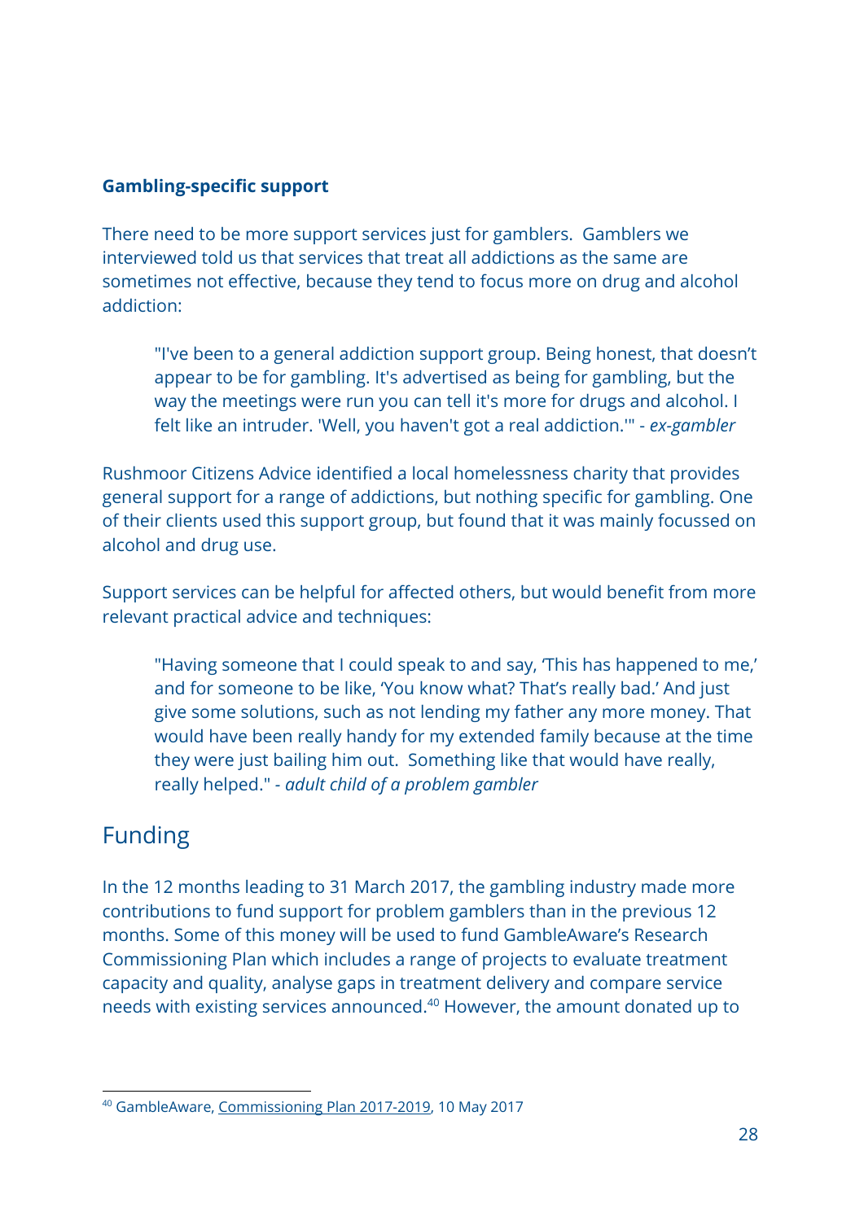### Gambling-specific support

There need to be more support services just for gamblers. Gamblers we interviewed told us that services that treat all addictions as the same are sometimes not effective, because they tend to focus more on drug and alcohol addiction:

> "I've been to a general addiction support group. Being honest, that doesn't appear to be for gambling. It's advertised as being for gambling, but the way the meetings were run you can tell it's more for drugs and alcohol. I felt like an intruder. 'Well, you haven't got a real addiction.'" - *ex-gambler*

Rushmoor Citizens Advice identified a local homelessness charity that provides general support for a range of addictions, but nothing specific for gambling. One of their clients used this support group, but found that it was mainly focussed on alcohol and drug use.

Support services can be helpful for affected others, but would benefit from more relevant practical advice and techniques:

> "Having someone that I could speak to and say, 'This has happened to me,' and for someone to be like, 'You know what? That's really bad.' And just give some solutions, such as not lending my father any more money. That would have been really handy for my extended family because at the time they were just bailing him out. Something like that would have really, really helped." - *adult child of a problem gambler*

## Funding

In the 12 months leading to 31 March 2017, the gambling industry made more contributions to fund support for problem gamblers than in the previous 12 months. Some of this money will be used to fund GambleAware's Research Commissioning Plan which includes a range of projects to evaluate treatment capacity and quality, analyse gaps in treatment delivery and compare service needs with existing services announced.[40] However, the amount donated up to

[40] GambleAware, Commissioning Plan 2017-2019, 10 May 2017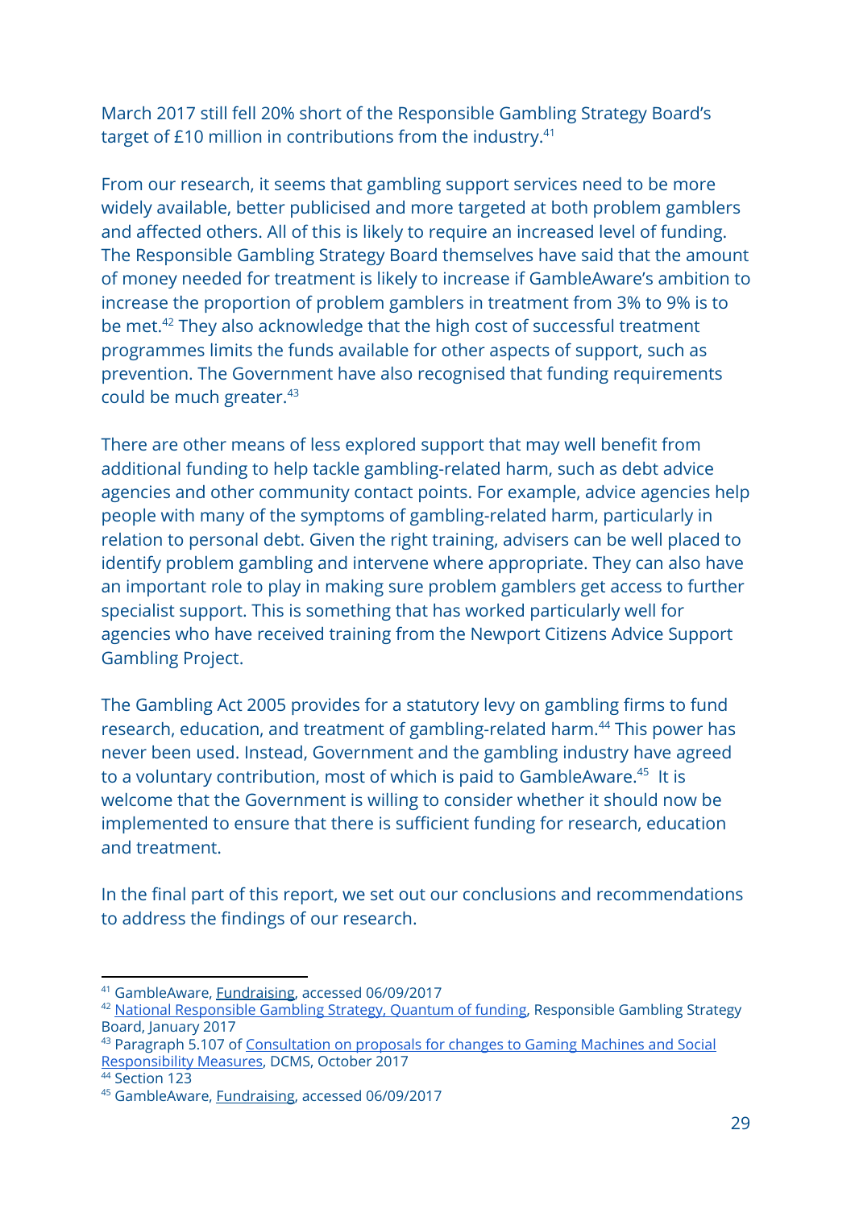March 2017 still fell 20% short of the Responsible Gambling Strategy Board's target of £10 million in contributions from the industry.[41]

From our research, it seems that gambling support services need to be more widely available, better publicised and more targeted at both problem gamblers and affected others. All of this is likely to require an increased level of funding. The Responsible Gambling Strategy Board themselves have said that the amount of money needed for treatment is likely to increase if GambleAware's ambition to increase the proportion of problem gamblers in treatment from 3% to 9% is to be met.[42] They also acknowledge that the high cost of successful treatment programmes limits the funds available for other aspects of support, such as prevention. The Government have also recognised that funding requirements could be much greater.[43]

There are other means of less explored support that may well benefit from additional funding to help tackle gambling-related harm, such as debt advice agencies and other community contact points. For example, advice agencies help people with many of the symptoms of gambling-related harm, particularly in relation to personal debt. Given the right training, advisers can be well placed to identify problem gambling and intervene where appropriate. They can also have an important role to play in making sure problem gamblers get access to further specialist support. This is something that has worked particularly well for agencies who have received training from the Newport Citizens Advice Support Gambling Project.

The Gambling Act 2005 provides for a statutory levy on gambling firms to fund research, education, and treatment of gambling-related harm.[44] This power has never been used. Instead, Government and the gambling industry have agreed to a voluntary contribution, most of which is paid to GambleAware.[45] It is welcome that the Government is willing to consider whether it should now be implemented to ensure that there is sufficient funding for research, education and treatment.

In the final part of this report, we set out our conclusions and recommendations to address the findings of our research.

---

[41] GambleAware, Fundraising, accessed 06/09/2017

[42] National Responsible Gambling Strategy, Quantum of funding, Responsible Gambling Strategy Board, January 2017

[43] Paragraph 5.107 of Consultation on proposals for changes to Gaming Machines and Social Responsibility Measures, DCMS, October 2017

[44] Section 123

[45] GambleAware, Fundraising, accessed 06/09/2017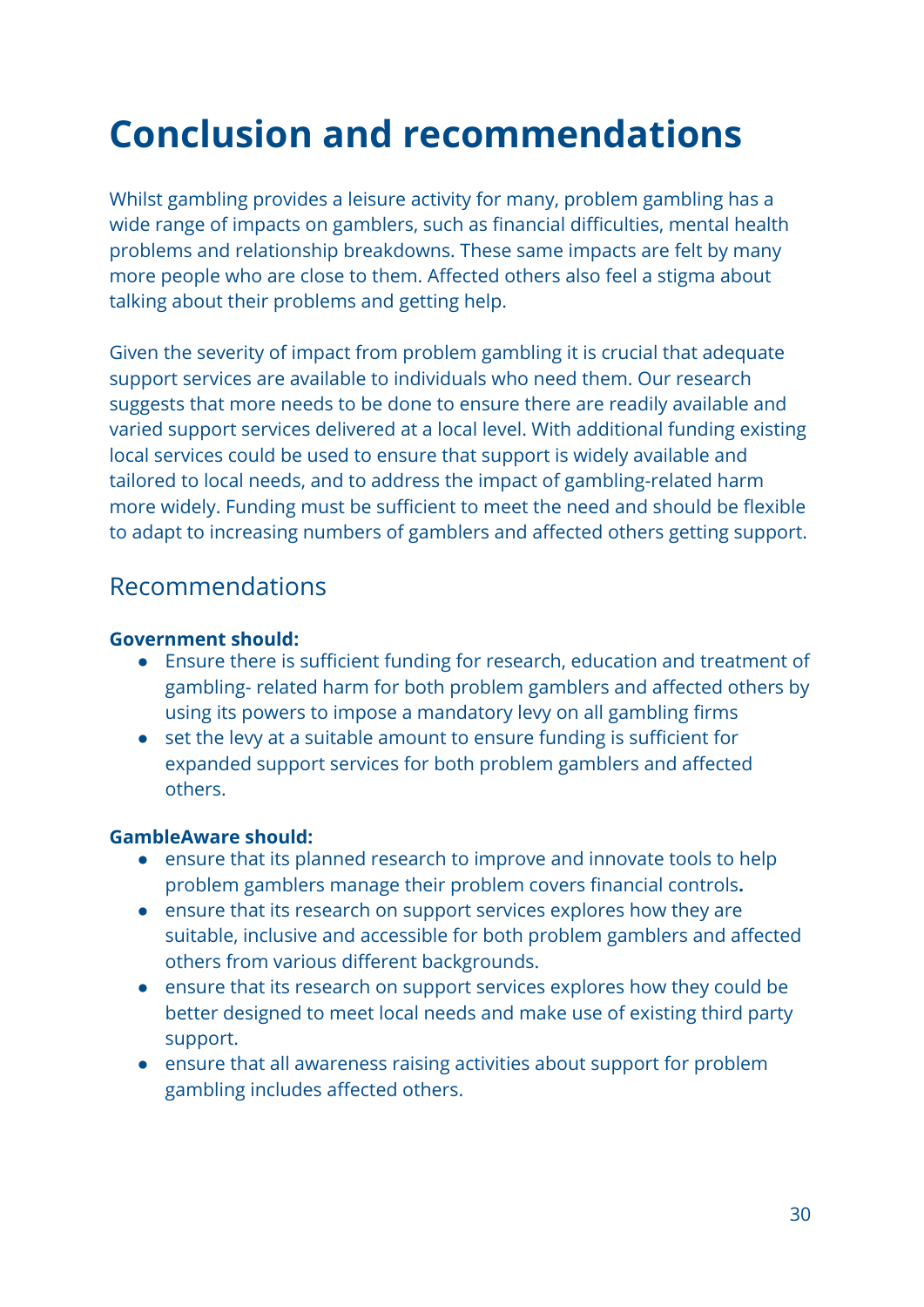# Conclusion and recommendations

Whilst gambling provides a leisure activity for many, problem gambling has a wide range of impacts on gamblers, such as financial difficulties, mental health problems and relationship breakdowns. These same impacts are felt by many more people who are close to them. Affected others also feel a stigma about talking about their problems and getting help.

Given the severity of impact from problem gambling it is crucial that adequate support services are available to individuals who need them. Our research suggests that more needs to be done to ensure there are readily available and varied support services delivered at a local level. With additional funding existing local services could be used to ensure that support is widely available and tailored to local needs, and to address the impact of gambling-related harm more widely. Funding must be sufficient to meet the need and should be flexible to adapt to increasing numbers of gamblers and affected others getting support.

## Recommendations

**Government should:**

- Ensure there is sufficient funding for research, education and treatment of gambling- related harm for both problem gamblers and affected others by using its powers to impose a mandatory levy on all gambling firms
- set the levy at a suitable amount to ensure funding is sufficient for expanded support services for both problem gamblers and affected others.

**GambleAware should:**

- ensure that its planned research to improve and innovate tools to help problem gamblers manage their problem covers financial controls**.**
- ensure that its research on support services explores how they are suitable, inclusive and accessible for both problem gamblers and affected others from various different backgrounds.
- ensure that its research on support services explores how they could be better designed to meet local needs and make use of existing third party support.
- ensure that all awareness raising activities about support for problem gambling includes affected others.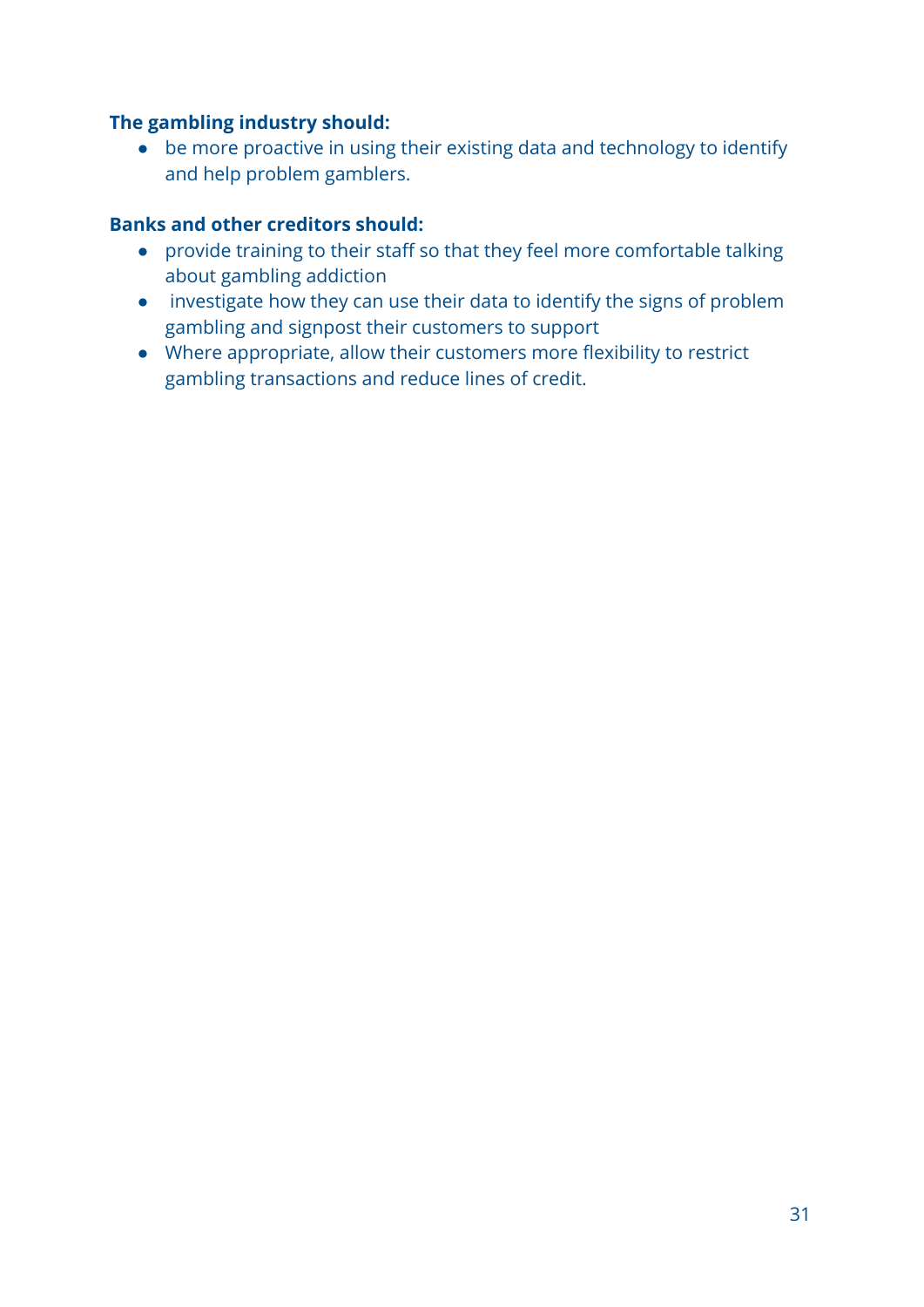**The gambling industry should:**

- be more proactive in using their existing data and technology to identify and help problem gamblers.

**Banks and other creditors should:**

- provide training to their staff so that they feel more comfortable talking about gambling addiction
- investigate how they can use their data to identify the signs of problem gambling and signpost their customers to support
- Where appropriate, allow their customers more flexibility to restrict gambling transactions and reduce lines of credit.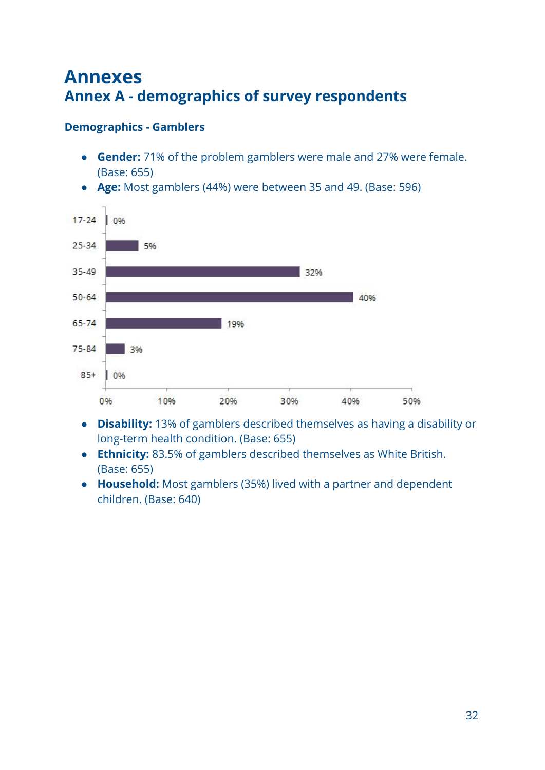# Annexes

## Annex A - demographics of survey respondents

### Demographics - Gamblers

- **Gender:** 71% of the problem gamblers were male and 27% were female. (Base: 655)
- **Age:** Most gamblers (44%) were between 35 and 49. (Base: 596)

| Age | % |
|---|---|
| 17-24 | 0% |
| 25-34 | 5% |
| 35-49 | 32% |
| 50-64 | 40% |
| 65-74 | 19% |
| 75-84 | 3% |
| 85+ | 0% |

- **Disability:** 13% of gamblers described themselves as having a disability or long-term health condition. (Base: 655)
- **Ethnicity:** 83.5% of gamblers described themselves as White British. (Base: 655)
- **Household:** Most gamblers (35%) lived with a partner and dependent children. (Base: 640)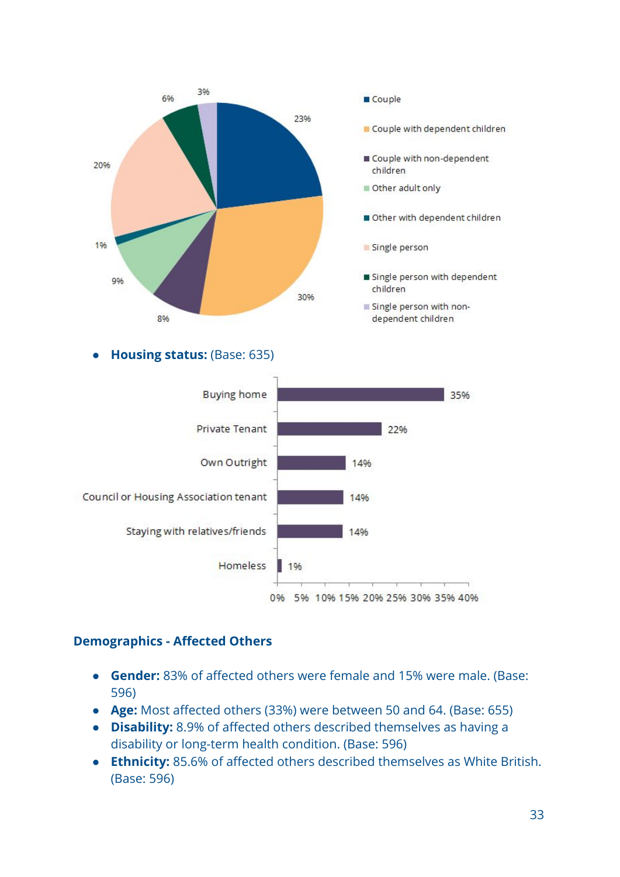- Couple: 23%
- Couple with dependent children: 30%
- Couple with non-dependent children: 8%
- Other adult only: 9%
- Other with dependent children: 1%
- Single person: 20%
- Single person with dependent children: 6%
- Single person with non-dependent children: 3%

- **Housing status:** (Base: 635)

| Housing status | % |
|---|---|
| Buying home | 35% |
| Private Tenant | 22% |
| Own Outright | 14% |
| Council or Housing Association tenant | 14% |
| Staying with relatives/friends | 14% |
| Homeless | 1% |

### Demographics - Affected Others

- **Gender:** 83% of affected others were female and 15% were male. (Base: 596)
- **Age:** Most affected others (33%) were between 50 and 64. (Base: 655)
- **Disability:** 8.9% of affected others described themselves as having a disability or long-term health condition. (Base: 596)
- **Ethnicity:** 85.6% of affected others described themselves as White British. (Base: 596)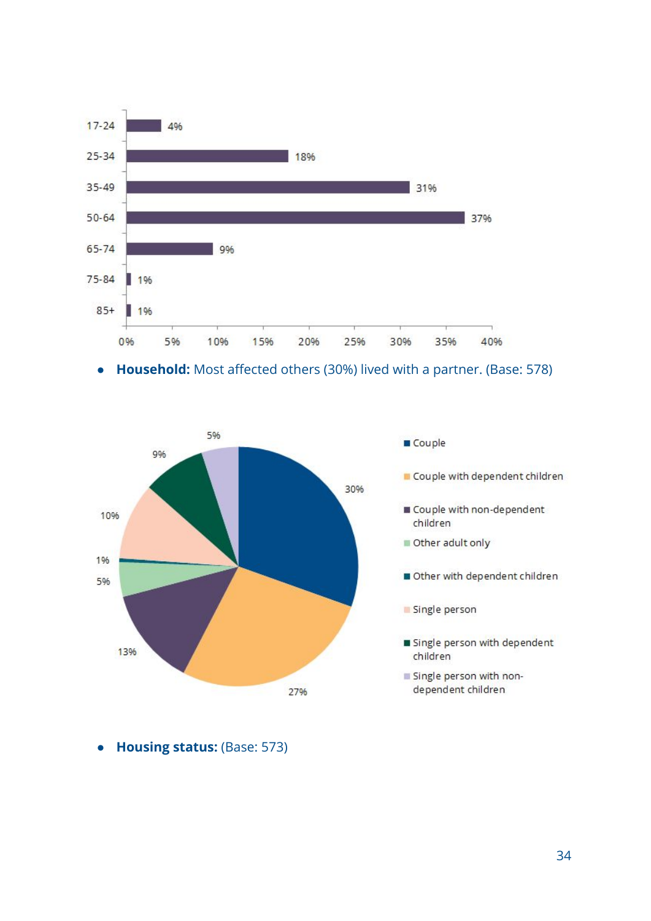| Age group | Percentage |
|---|---|
| 17-24 | 4% |
| 25-34 | 18% |
| 35-49 | 31% |
| 50-64 | 37% |
| 65-74 | 9% |
| 75-84 | 1% |
| 85+ | 1% |

- **Household:** Most affected others (30%) lived with a partner. (Base: 578)

| Household | Percentage |
|---|---|
| Couple | 30% |
| Couple with dependent children | 27% |
| Couple with non-dependent children | 13% |
| Other adult only | 5% |
| Other with dependent children | 1% |
| Single person | 10% |
| Single person with dependent children | 9% |
| Single person with non-dependent children | 5% |

- **Housing status:** (Base: 573)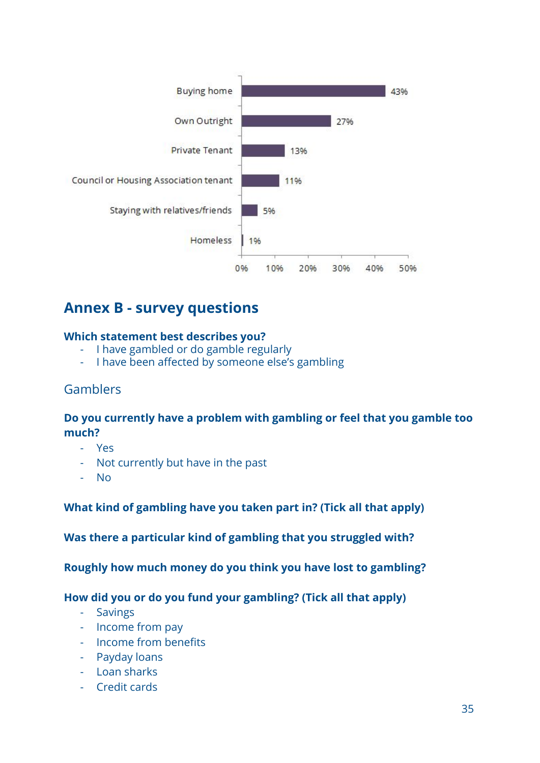| Housing status | Percentage |
|---|---|
| Buying home | 43% |
| Own Outright | 27% |
| Private Tenant | 13% |
| Council or Housing Association tenant | 11% |
| Staying with relatives/friends | 5% |
| Homeless | 1% |

## Annex B - survey questions

**Which statement best describes you?**

- I have gambled or do gamble regularly
- I have been affected by someone else's gambling

### Gamblers

**Do you currently have a problem with gambling or feel that you gamble too much?**

- Yes
- Not currently but have in the past
- No

**What kind of gambling have you taken part in? (Tick all that apply)**

**Was there a particular kind of gambling that you struggled with?**

**Roughly how much money do you think you have lost to gambling?**

**How did you or do you fund your gambling? (Tick all that apply)**

- Savings
- Income from pay
- Income from benefits
- Payday loans
- Loan sharks
- Credit cards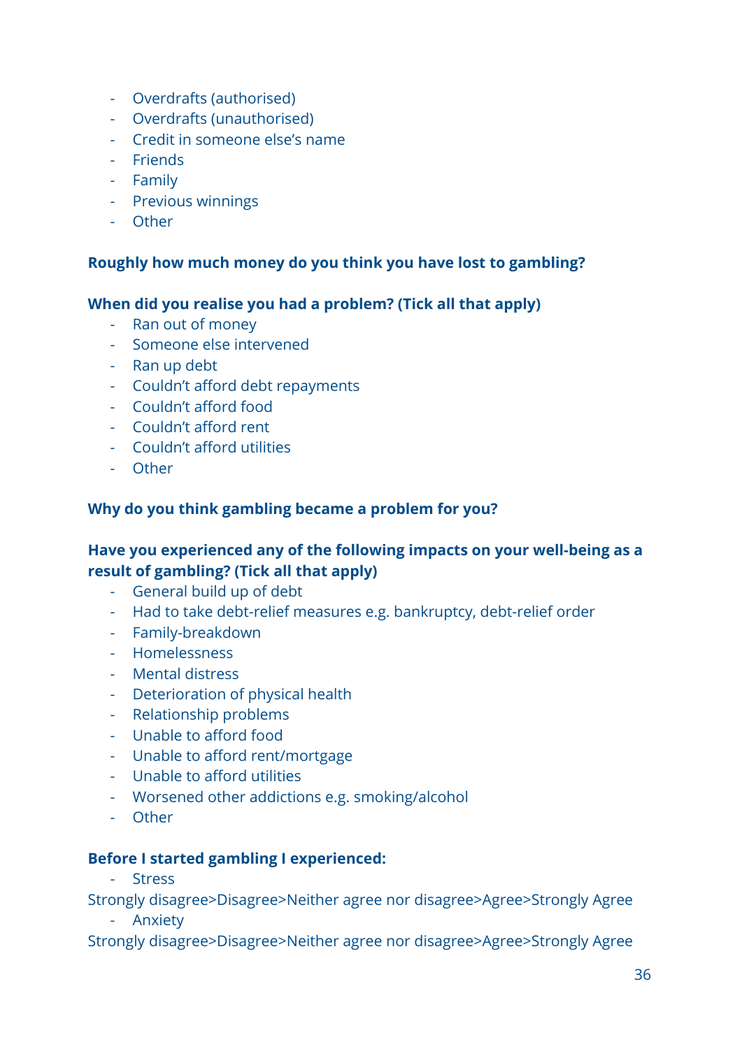- Overdrafts (authorised)
- Overdrafts (unauthorised)
- Credit in someone else's name
- Friends
- Family
- Previous winnings
- Other

**Roughly how much money do you think you have lost to gambling?**

**When did you realise you had a problem? (Tick all that apply)**

- Ran out of money
- Someone else intervened
- Ran up debt
- Couldn't afford debt repayments
- Couldn't afford food
- Couldn't afford rent
- Couldn't afford utilities
- Other

**Why do you think gambling became a problem for you?**

**Have you experienced any of the following impacts on your well-being as a result of gambling? (Tick all that apply)**

- General build up of debt
- Had to take debt-relief measures e.g. bankruptcy, debt-relief order
- Family-breakdown
- Homelessness
- Mental distress
- Deterioration of physical health
- Relationship problems
- Unable to afford food
- Unable to afford rent/mortgage
- Unable to afford utilities
- Worsened other addictions e.g. smoking/alcohol
- Other

**Before I started gambling I experienced:**

- Stress

Strongly disagree>Disagree>Neither agree nor disagree>Agree>Strongly Agree

- Anxiety

Strongly disagree>Disagree>Neither agree nor disagree>Agree>Strongly Agree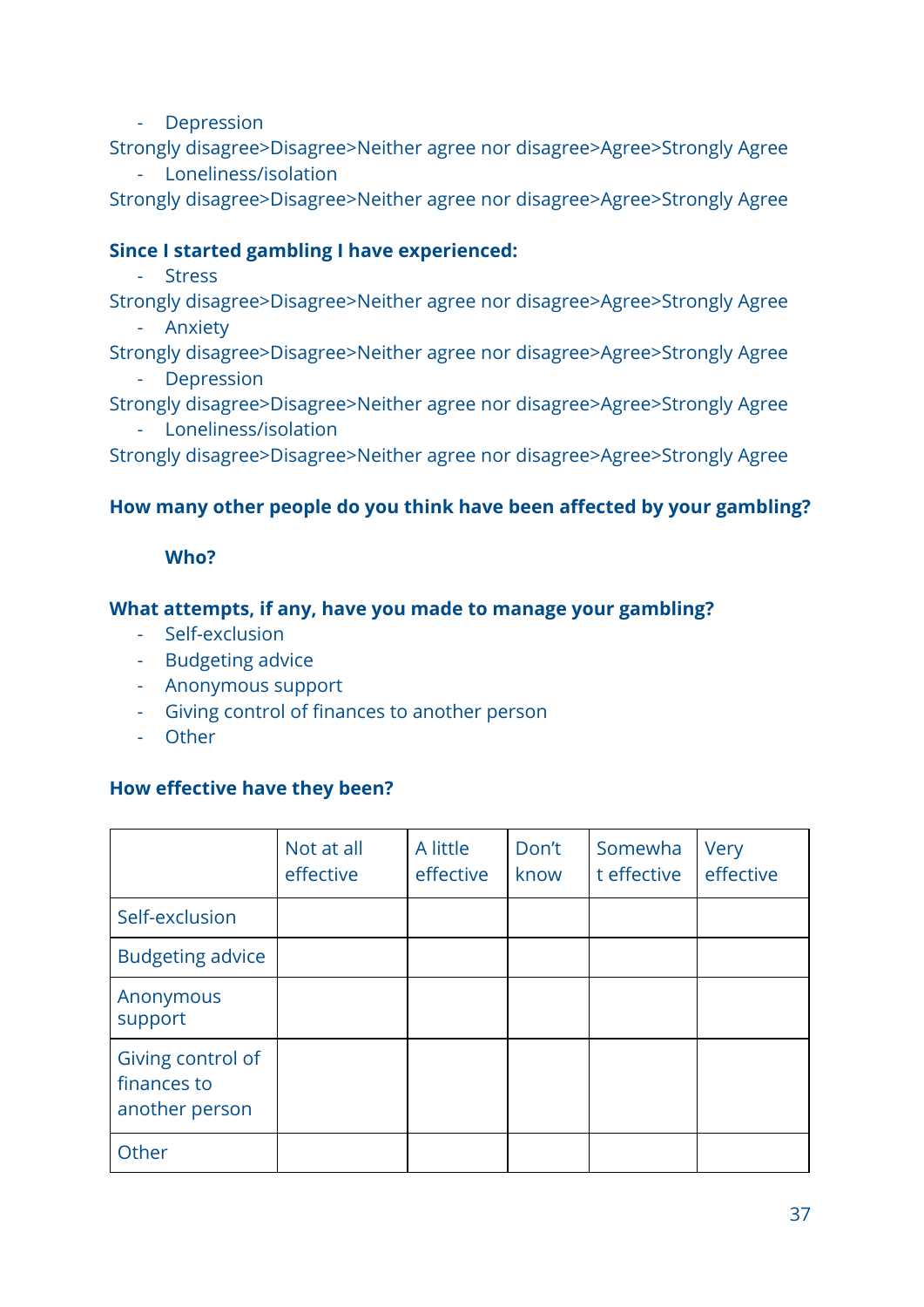- Depression

Strongly disagree>Disagree>Neither agree nor disagree>Agree>Strongly Agree

- Loneliness/isolation

Strongly disagree>Disagree>Neither agree nor disagree>Agree>Strongly Agree

**Since I started gambling I have experienced:**

- Stress

Strongly disagree>Disagree>Neither agree nor disagree>Agree>Strongly Agree

- Anxiety

Strongly disagree>Disagree>Neither agree nor disagree>Agree>Strongly Agree

- Depression

Strongly disagree>Disagree>Neither agree nor disagree>Agree>Strongly Agree

- Loneliness/isolation

Strongly disagree>Disagree>Neither agree nor disagree>Agree>Strongly Agree

**How many other people do you think have been affected by your gambling?**

**Who?**

**What attempts, if any, have you made to manage your gambling?**

- Self-exclusion
- Budgeting advice
- Anonymous support
- Giving control of finances to another person
- Other

**How effective have they been?**

| | Not at all effective | A little effective | Don't know | Somewhat effective | Very effective |
|---|---|---|---|---|---|
| Self-exclusion | | | | | |
| Budgeting advice | | | | | |
| Anonymous support | | | | | |
| Giving control of finances to another person | | | | | |
| Other | | | | | |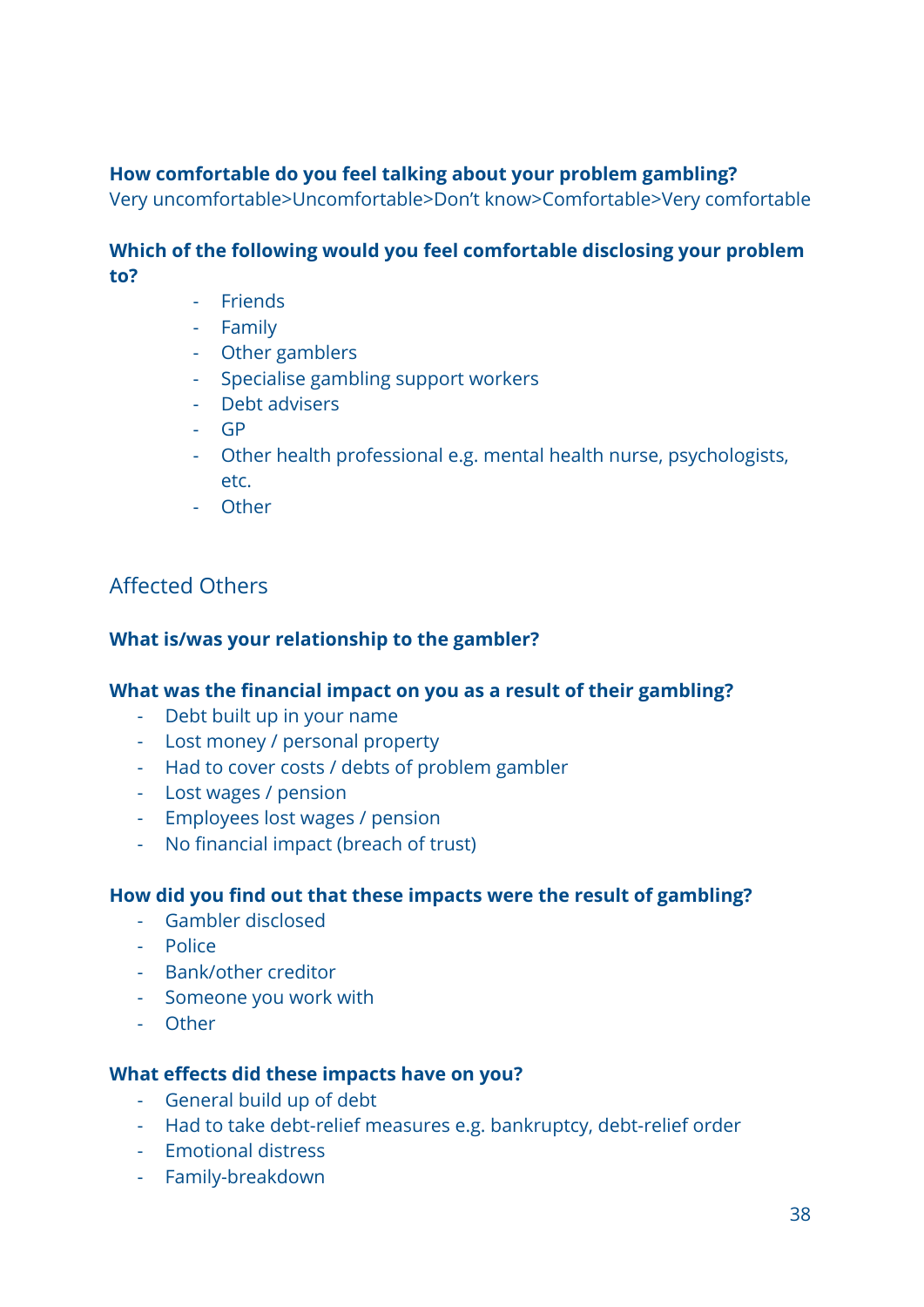**How comfortable do you feel talking about your problem gambling?**
Very uncomfortable>Uncomfortable>Don't know>Comfortable>Very comfortable

**Which of the following would you feel comfortable disclosing your problem to?**

- Friends
- Family
- Other gamblers
- Specialise gambling support workers
- Debt advisers
- GP
- Other health professional e.g. mental health nurse, psychologists, etc.
- Other

## Affected Others

**What is/was your relationship to the gambler?**

**What was the financial impact on you as a result of their gambling?**

- Debt built up in your name
- Lost money / personal property
- Had to cover costs / debts of problem gambler
- Lost wages / pension
- Employees lost wages / pension
- No financial impact (breach of trust)

**How did you find out that these impacts were the result of gambling?**

- Gambler disclosed
- Police
- Bank/other creditor
- Someone you work with
- Other

**What effects did these impacts have on you?**

- General build up of debt
- Had to take debt-relief measures e.g. bankruptcy, debt-relief order
- Emotional distress
- Family-breakdown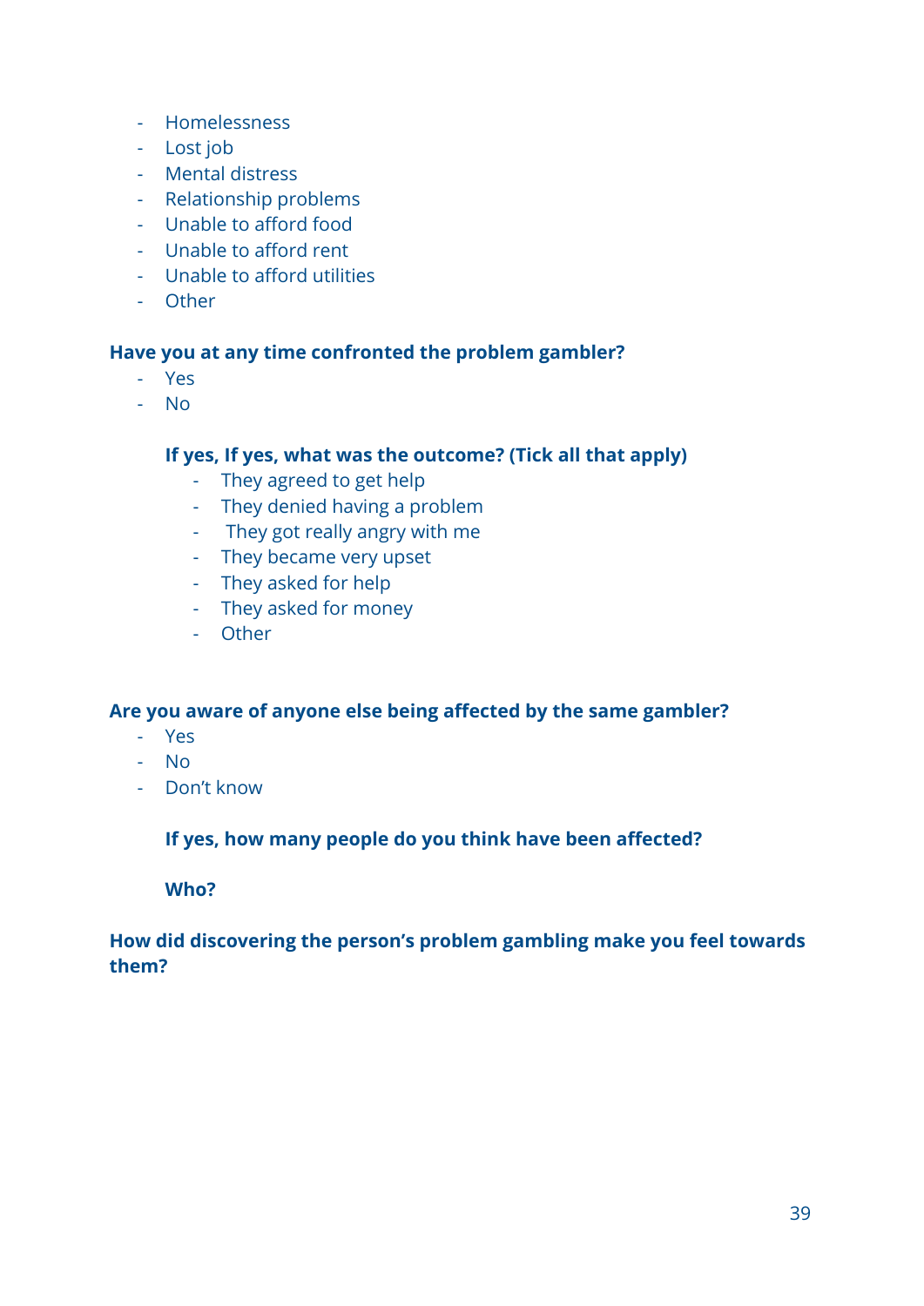- Homelessness
- Lost job
- Mental distress
- Relationship problems
- Unable to afford food
- Unable to afford rent
- Unable to afford utilities
- Other

**Have you at any time confronted the problem gambler?**

- Yes
- No

**If yes, If yes, what was the outcome? (Tick all that apply)**

- They agreed to get help
- They denied having a problem
- They got really angry with me
- They became very upset
- They asked for help
- They asked for money
- Other

**Are you aware of anyone else being affected by the same gambler?**

- Yes
- No
- Don't know

**If yes, how many people do you think have been affected?**

**Who?**

**How did discovering the person's problem gambling make you feel towards them?**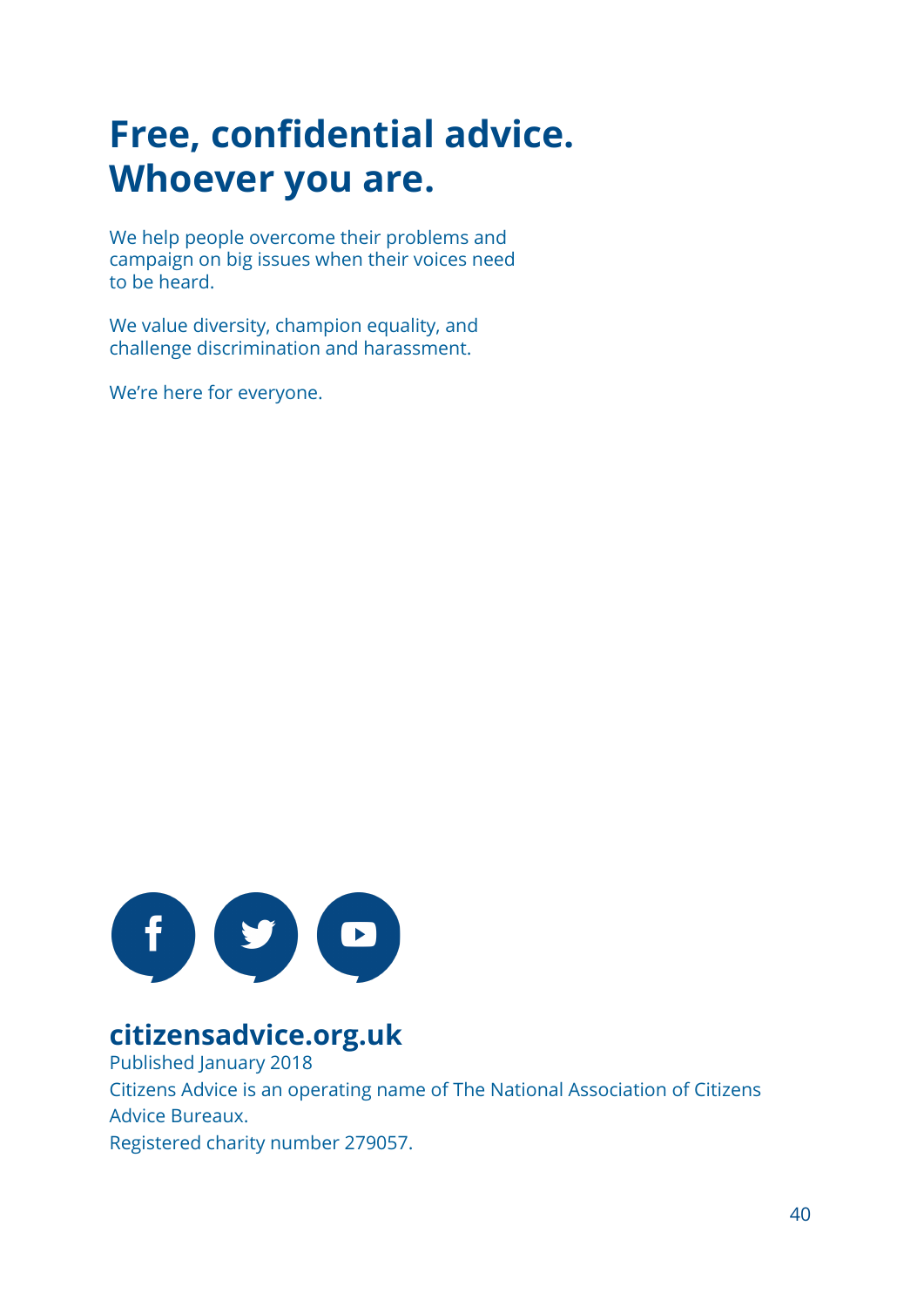# Free, confidential advice. Whoever you are.

We help people overcome their problems and campaign on big issues when their voices need to be heard.

We value diversity, champion equality, and challenge discrimination and harassment.

We're here for everyone.

**citizensadvice.org.uk**

Published January 2018

Citizens Advice is an operating name of The National Association of Citizens Advice Bureaux.

Registered charity number 279057.